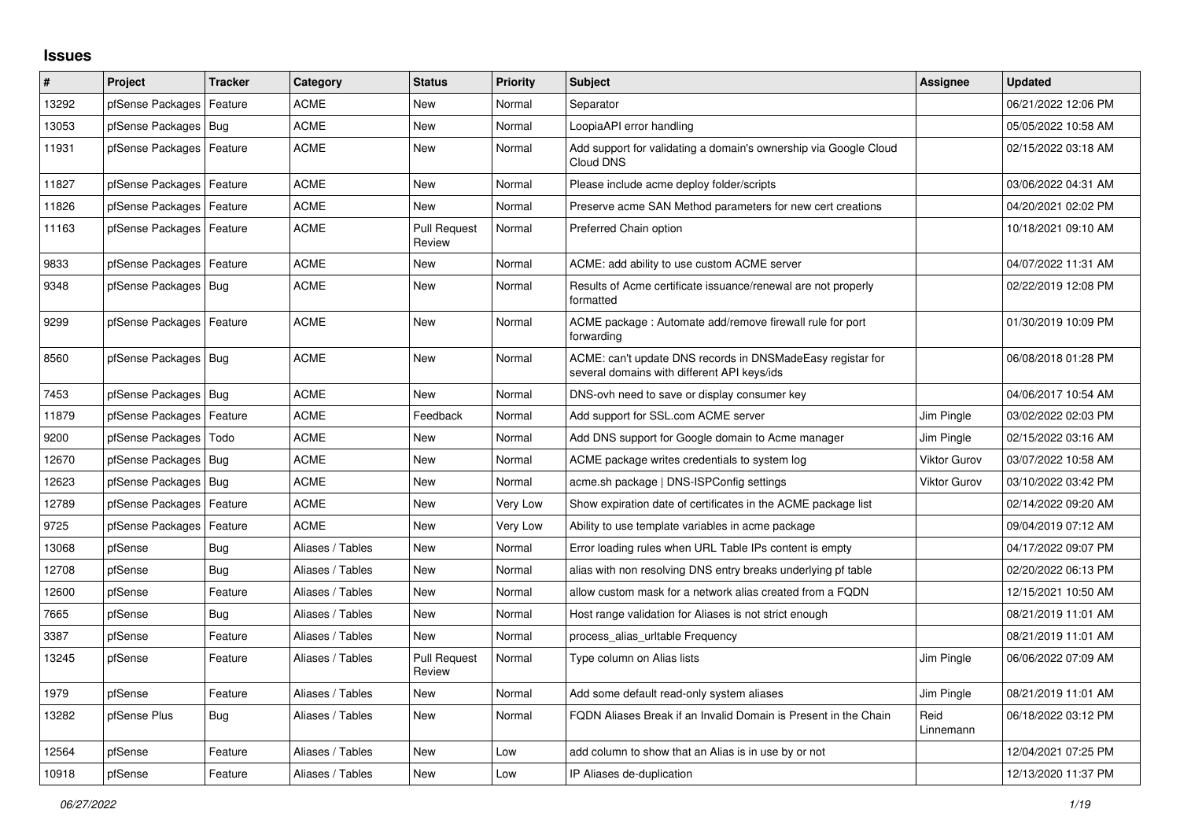## Issues

| # | Project | Tracker | Category | Status | Priority | Subject | Assignee | Updated |
|---|---|---|---|---|---|---|---|---|
| 13292 | pfSense Packages | Feature | ACME | New | Normal | Separator | | 06/21/2022 12:06 PM |
| 13053 | pfSense Packages | Bug | ACME | New | Normal | LoopiaAPI error handling | | 05/05/2022 10:58 AM |
| 11931 | pfSense Packages | Feature | ACME | New | Normal | Add support for validating a domain's ownership via Google Cloud Cloud DNS | | 02/15/2022 03:18 AM |
| 11827 | pfSense Packages | Feature | ACME | New | Normal | Please include acme deploy folder/scripts | | 03/06/2022 04:31 AM |
| 11826 | pfSense Packages | Feature | ACME | New | Normal | Preserve acme SAN Method parameters for new cert creations | | 04/20/2021 02:02 PM |
| 11163 | pfSense Packages | Feature | ACME | Pull Request Review | Normal | Preferred Chain option | | 10/18/2021 09:10 AM |
| 9833 | pfSense Packages | Feature | ACME | New | Normal | ACME: add ability to use custom ACME server | | 04/07/2022 11:31 AM |
| 9348 | pfSense Packages | Bug | ACME | New | Normal | Results of Acme certificate issuance/renewal are not properly formatted | | 02/22/2019 12:08 PM |
| 9299 | pfSense Packages | Feature | ACME | New | Normal | ACME package : Automate add/remove firewall rule for port forwarding | | 01/30/2019 10:09 PM |
| 8560 | pfSense Packages | Bug | ACME | New | Normal | ACME: can't update DNS records in DNSMadeEasy registar for several domains with different API keys/ids | | 06/08/2018 01:28 PM |
| 7453 | pfSense Packages | Bug | ACME | New | Normal | DNS-ovh need to save or display consumer key | | 04/06/2017 10:54 AM |
| 11879 | pfSense Packages | Feature | ACME | Feedback | Normal | Add support for SSL.com ACME server | Jim Pingle | 03/02/2022 02:03 PM |
| 9200 | pfSense Packages | Todo | ACME | New | Normal | Add DNS support for Google domain to Acme manager | Jim Pingle | 02/15/2022 03:16 AM |
| 12670 | pfSense Packages | Bug | ACME | New | Normal | ACME package writes credentials to system log | Viktor Gurov | 03/07/2022 10:58 AM |
| 12623 | pfSense Packages | Bug | ACME | New | Normal | acme.sh package \| DNS-ISPConfig settings | Viktor Gurov | 03/10/2022 03:42 PM |
| 12789 | pfSense Packages | Feature | ACME | New | Very Low | Show expiration date of certificates in the ACME package list | | 02/14/2022 09:20 AM |
| 9725 | pfSense Packages | Feature | ACME | New | Very Low | Ability to use template variables in acme package | | 09/04/2019 07:12 AM |
| 13068 | pfSense | Bug | Aliases / Tables | New | Normal | Error loading rules when URL Table IPs content is empty | | 04/17/2022 09:07 PM |
| 12708 | pfSense | Bug | Aliases / Tables | New | Normal | alias with non resolving DNS entry breaks underlying pf table | | 02/20/2022 06:13 PM |
| 12600 | pfSense | Feature | Aliases / Tables | New | Normal | allow custom mask for a network alias created from a FQDN | | 12/15/2021 10:50 AM |
| 7665 | pfSense | Bug | Aliases / Tables | New | Normal | Host range validation for Aliases is not strict enough | | 08/21/2019 11:01 AM |
| 3387 | pfSense | Feature | Aliases / Tables | New | Normal | process_alias_urltable Frequency | | 08/21/2019 11:01 AM |
| 13245 | pfSense | Feature | Aliases / Tables | Pull Request Review | Normal | Type column on Alias lists | Jim Pingle | 06/06/2022 07:09 AM |
| 1979 | pfSense | Feature | Aliases / Tables | New | Normal | Add some default read-only system aliases | Jim Pingle | 08/21/2019 11:01 AM |
| 13282 | pfSense Plus | Bug | Aliases / Tables | New | Normal | FQDN Aliases Break if an Invalid Domain is Present in the Chain | Reid Linnemann | 06/18/2022 03:12 PM |
| 12564 | pfSense | Feature | Aliases / Tables | New | Low | add column to show that an Alias is in use by or not | | 12/04/2021 07:25 PM |
| 10918 | pfSense | Feature | Aliases / Tables | New | Low | IP Aliases de-duplication | | 12/13/2020 11:37 PM |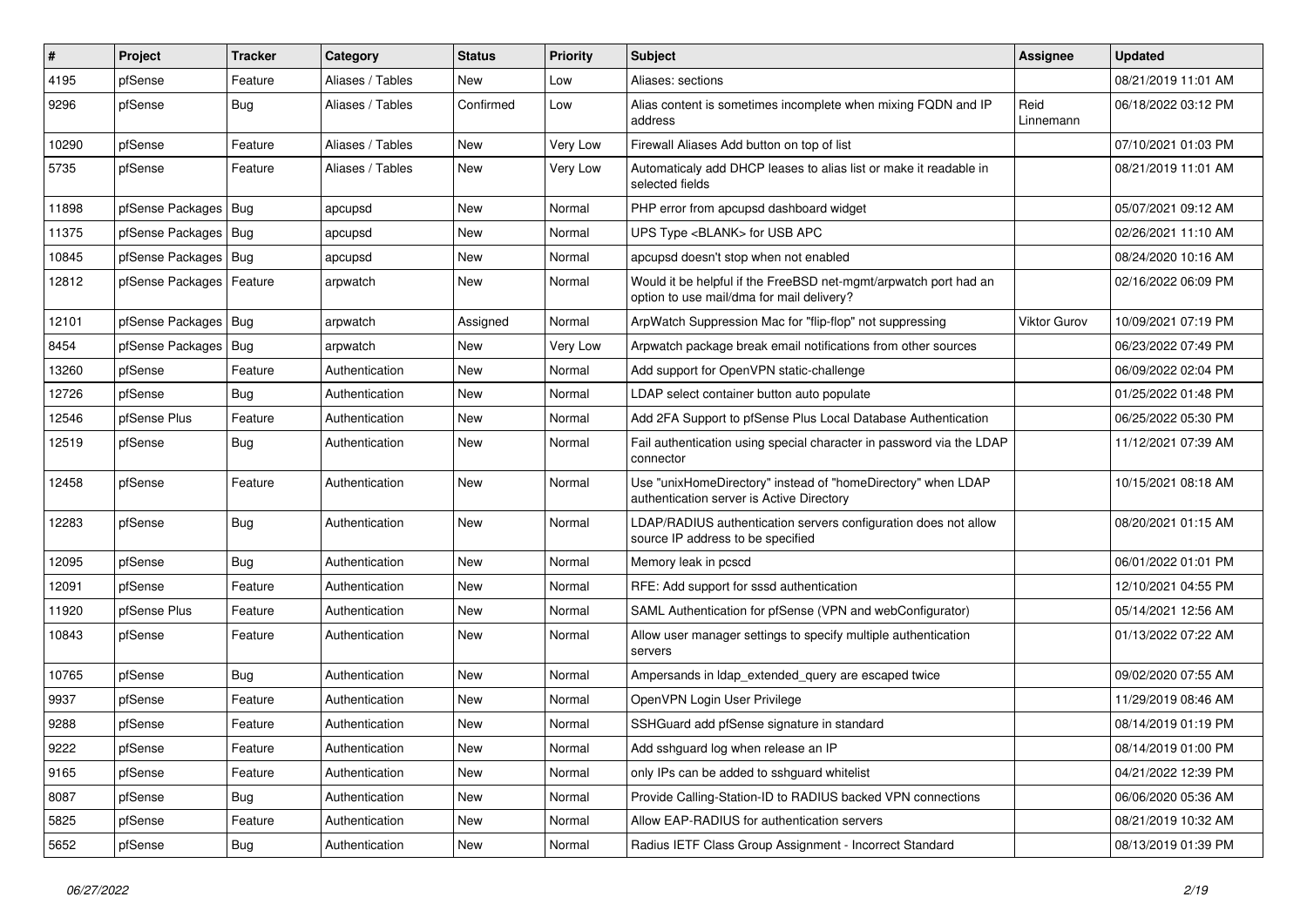| # | Project | Tracker | Category | Status | Priority | Subject | Assignee | Updated |
|---|---|---|---|---|---|---|---|---|
| 4195 | pfSense | Feature | Aliases / Tables | New | Low | Aliases: sections | | 08/21/2019 11:01 AM |
| 9296 | pfSense | Bug | Aliases / Tables | Confirmed | Low | Alias content is sometimes incomplete when mixing FQDN and IP address | Reid Linnemann | 06/18/2022 03:12 PM |
| 10290 | pfSense | Feature | Aliases / Tables | New | Very Low | Firewall Aliases Add button on top of list | | 07/10/2021 01:03 PM |
| 5735 | pfSense | Feature | Aliases / Tables | New | Very Low | Automaticaly add DHCP leases to alias list or make it readable in selected fields | | 08/21/2019 11:01 AM |
| 11898 | pfSense Packages | Bug | apcupsd | New | Normal | PHP error from apcupsd dashboard widget | | 05/07/2021 09:12 AM |
| 11375 | pfSense Packages | Bug | apcupsd | New | Normal | UPS Type <BLANK> for USB APC | | 02/26/2021 11:10 AM |
| 10845 | pfSense Packages | Bug | apcupsd | New | Normal | apcupsd doesn't stop when not enabled | | 08/24/2020 10:16 AM |
| 12812 | pfSense Packages | Feature | arpwatch | New | Normal | Would it be helpful if the FreeBSD net-mgmt/arpwatch port had an option to use mail/dma for mail delivery? | | 02/16/2022 06:09 PM |
| 12101 | pfSense Packages | Bug | arpwatch | Assigned | Normal | ArpWatch Suppression Mac for "flip-flop" not suppressing | Viktor Gurov | 10/09/2021 07:19 PM |
| 8454 | pfSense Packages | Bug | arpwatch | New | Very Low | Arpwatch package break email notifications from other sources | | 06/23/2022 07:49 PM |
| 13260 | pfSense | Feature | Authentication | New | Normal | Add support for OpenVPN static-challenge | | 06/09/2022 02:04 PM |
| 12726 | pfSense | Bug | Authentication | New | Normal | LDAP select container button auto populate | | 01/25/2022 01:48 PM |
| 12546 | pfSense Plus | Feature | Authentication | New | Normal | Add 2FA Support to pfSense Plus Local Database Authentication | | 06/25/2022 05:30 PM |
| 12519 | pfSense | Bug | Authentication | New | Normal | Fail authentication using special character in password via the LDAP connector | | 11/12/2021 07:39 AM |
| 12458 | pfSense | Feature | Authentication | New | Normal | Use "unixHomeDirectory" instead of "homeDirectory" when LDAP authentication server is Active Directory | | 10/15/2021 08:18 AM |
| 12283 | pfSense | Bug | Authentication | New | Normal | LDAP/RADIUS authentication servers configuration does not allow source IP address to be specified | | 08/20/2021 01:15 AM |
| 12095 | pfSense | Bug | Authentication | New | Normal | Memory leak in pcscd | | 06/01/2022 01:01 PM |
| 12091 | pfSense | Feature | Authentication | New | Normal | RFE: Add support for sssd authentication | | 12/10/2021 04:55 PM |
| 11920 | pfSense Plus | Feature | Authentication | New | Normal | SAML Authentication for pfSense (VPN and webConfigurator) | | 05/14/2021 12:56 AM |
| 10843 | pfSense | Feature | Authentication | New | Normal | Allow user manager settings to specify multiple authentication servers | | 01/13/2022 07:22 AM |
| 10765 | pfSense | Bug | Authentication | New | Normal | Ampersands in ldap_extended_query are escaped twice | | 09/02/2020 07:55 AM |
| 9937 | pfSense | Feature | Authentication | New | Normal | OpenVPN Login User Privilege | | 11/29/2019 08:46 AM |
| 9288 | pfSense | Feature | Authentication | New | Normal | SSHGuard add pfSense signature in standard | | 08/14/2019 01:19 PM |
| 9222 | pfSense | Feature | Authentication | New | Normal | Add sshguard log when release an IP | | 08/14/2019 01:00 PM |
| 9165 | pfSense | Feature | Authentication | New | Normal | only IPs can be added to sshguard whitelist | | 04/21/2022 12:39 PM |
| 8087 | pfSense | Bug | Authentication | New | Normal | Provide Calling-Station-ID to RADIUS backed VPN connections | | 06/06/2020 05:36 AM |
| 5825 | pfSense | Feature | Authentication | New | Normal | Allow EAP-RADIUS for authentication servers | | 08/21/2019 10:32 AM |
| 5652 | pfSense | Bug | Authentication | New | Normal | Radius IETF Class Group Assignment - Incorrect Standard | | 08/13/2019 01:39 PM |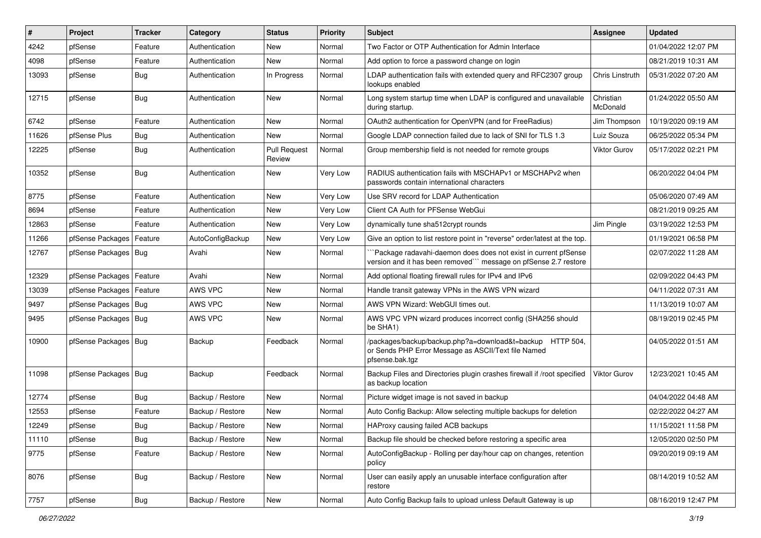| # | Project | Tracker | Category | Status | Priority | Subject | Assignee | Updated |
|---|---|---|---|---|---|---|---|---|
| 4242 | pfSense | Feature | Authentication | New | Normal | Two Factor or OTP Authentication for Admin Interface | | 01/04/2022 12:07 PM |
| 4098 | pfSense | Feature | Authentication | New | Normal | Add option to force a password change on login | | 08/21/2019 10:31 AM |
| 13093 | pfSense | Bug | Authentication | In Progress | Normal | LDAP authentication fails with extended query and RFC2307 group lookups enabled | Chris Linstruth | 05/31/2022 07:20 AM |
| 12715 | pfSense | Bug | Authentication | New | Normal | Long system startup time when LDAP is configured and unavailable during startup. | Christian McDonald | 01/24/2022 05:50 AM |
| 6742 | pfSense | Feature | Authentication | New | Normal | OAuth2 authentication for OpenVPN (and for FreeRadius) | Jim Thompson | 10/19/2020 09:19 AM |
| 11626 | pfSense Plus | Bug | Authentication | New | Normal | Google LDAP connection failed due to lack of SNI for TLS 1.3 | Luiz Souza | 06/25/2022 05:34 PM |
| 12225 | pfSense | Bug | Authentication | Pull Request Review | Normal | Group membership field is not needed for remote groups | Viktor Gurov | 05/17/2022 02:21 PM |
| 10352 | pfSense | Bug | Authentication | New | Very Low | RADIUS authentication fails with MSCHAPv1 or MSCHAPv2 when passwords contain international characters | | 06/20/2022 04:04 PM |
| 8775 | pfSense | Feature | Authentication | New | Very Low | Use SRV record for LDAP Authentication | | 05/06/2020 07:49 AM |
| 8694 | pfSense | Feature | Authentication | New | Very Low | Client CA Auth for PFSense WebGui | | 08/21/2019 09:25 AM |
| 12863 | pfSense | Feature | Authentication | New | Very Low | dynamically tune sha512crypt rounds | Jim Pingle | 03/19/2022 12:53 PM |
| 11266 | pfSense Packages | Feature | AutoConfigBackup | New | Very Low | Give an option to list restore point in "reverse" order/latest at the top. | | 01/19/2021 06:58 PM |
| 12767 | pfSense Packages | Bug | Avahi | New | Normal | ```Package radavahi-daemon does does not exist in current pfSense version and it has been removed``` message on pfSense 2.7 restore | | 02/07/2022 11:28 AM |
| 12329 | pfSense Packages | Feature | Avahi | New | Normal | Add optional floating firewall rules for IPv4 and IPv6 | | 02/09/2022 04:43 PM |
| 13039 | pfSense Packages | Feature | AWS VPC | New | Normal | Handle transit gateway VPNs in the AWS VPN wizard | | 04/11/2022 07:31 AM |
| 9497 | pfSense Packages | Bug | AWS VPC | New | Normal | AWS VPN Wizard: WebGUI times out. | | 11/13/2019 10:07 AM |
| 9495 | pfSense Packages | Bug | AWS VPC | New | Normal | AWS VPC VPN wizard produces incorrect config (SHA256 should be SHA1) | | 08/19/2019 02:45 PM |
| 10900 | pfSense Packages | Bug | Backup | Feedback | Normal | /packages/backup/backup.php?a=download&t=backup HTTP 504, or Sends PHP Error Message as ASCII/Text file Named pfsense.bak.tgz | | 04/05/2022 01:51 AM |
| 11098 | pfSense Packages | Bug | Backup | Feedback | Normal | Backup Files and Directories plugin crashes firewall if /root specified as backup location | Viktor Gurov | 12/23/2021 10:45 AM |
| 12774 | pfSense | Bug | Backup / Restore | New | Normal | Picture widget image is not saved in backup | | 04/04/2022 04:48 AM |
| 12553 | pfSense | Feature | Backup / Restore | New | Normal | Auto Config Backup: Allow selecting multiple backups for deletion | | 02/22/2022 04:27 AM |
| 12249 | pfSense | Bug | Backup / Restore | New | Normal | HAProxy causing failed ACB backups | | 11/15/2021 11:58 PM |
| 11110 | pfSense | Bug | Backup / Restore | New | Normal | Backup file should be checked before restoring a specific area | | 12/05/2020 02:50 PM |
| 9775 | pfSense | Feature | Backup / Restore | New | Normal | AutoConfigBackup - Rolling per day/hour cap on changes, retention policy | | 09/20/2019 09:19 AM |
| 8076 | pfSense | Bug | Backup / Restore | New | Normal | User can easily apply an unusable interface configuration after restore | | 08/14/2019 10:52 AM |
| 7757 | pfSense | Bug | Backup / Restore | New | Normal | Auto Config Backup fails to upload unless Default Gateway is up | | 08/16/2019 12:47 PM |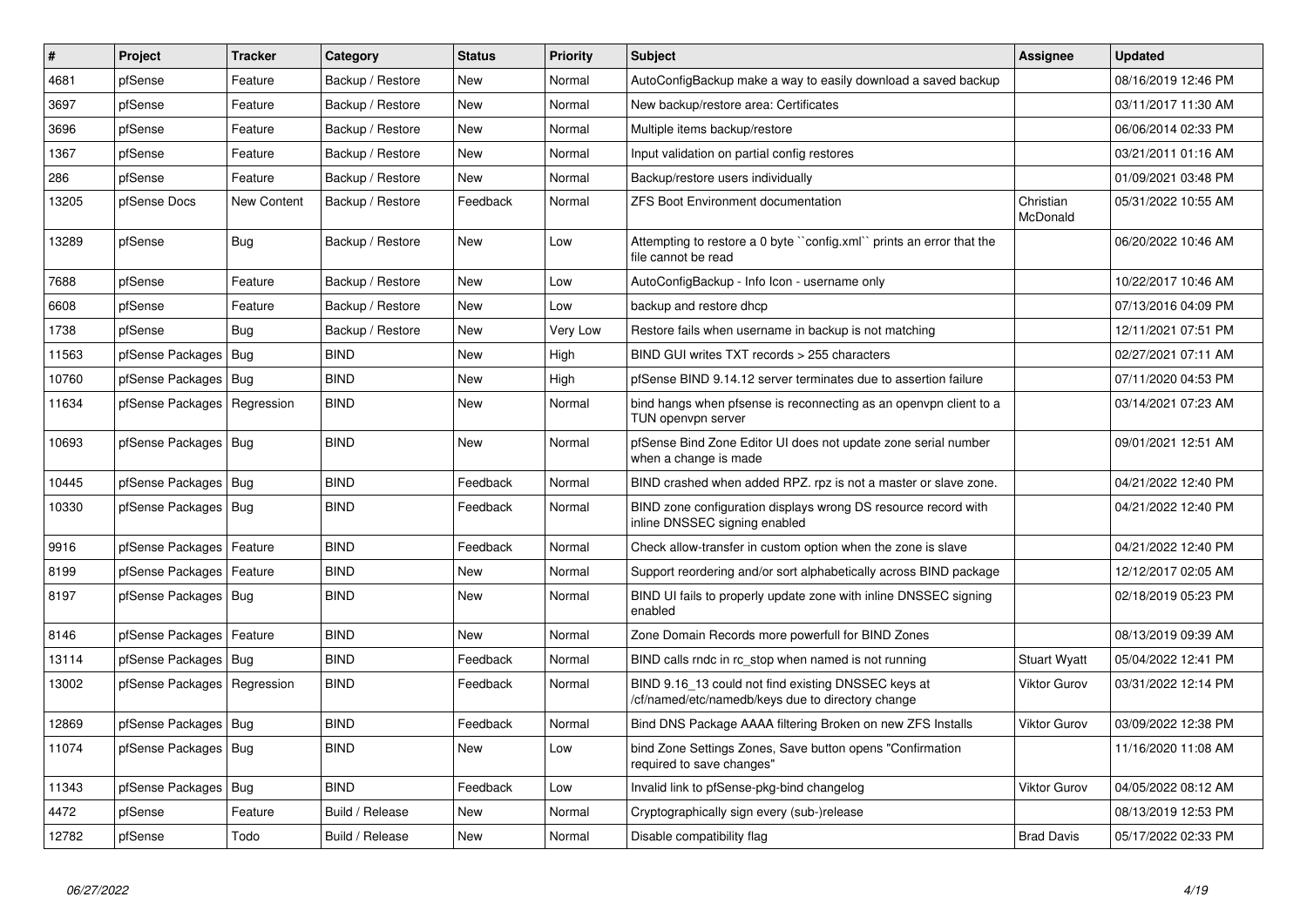| # | Project | Tracker | Category | Status | Priority | Subject | Assignee | Updated |
|---|---|---|---|---|---|---|---|---|
| 4681 | pfSense | Feature | Backup / Restore | New | Normal | AutoConfigBackup make a way to easily download a saved backup | | 08/16/2019 12:46 PM |
| 3697 | pfSense | Feature | Backup / Restore | New | Normal | New backup/restore area: Certificates | | 03/11/2017 11:30 AM |
| 3696 | pfSense | Feature | Backup / Restore | New | Normal | Multiple items backup/restore | | 06/06/2014 02:33 PM |
| 1367 | pfSense | Feature | Backup / Restore | New | Normal | Input validation on partial config restores | | 03/21/2011 01:16 AM |
| 286 | pfSense | Feature | Backup / Restore | New | Normal | Backup/restore users individually | | 01/09/2021 03:48 PM |
| 13205 | pfSense Docs | New Content | Backup / Restore | Feedback | Normal | ZFS Boot Environment documentation | Christian McDonald | 05/31/2022 10:55 AM |
| 13289 | pfSense | Bug | Backup / Restore | New | Low | Attempting to restore a 0 byte ``config.xml`` prints an error that the file cannot be read | | 06/20/2022 10:46 AM |
| 7688 | pfSense | Feature | Backup / Restore | New | Low | AutoConfigBackup - Info Icon - username only | | 10/22/2017 10:46 AM |
| 6608 | pfSense | Feature | Backup / Restore | New | Low | backup and restore dhcp | | 07/13/2016 04:09 PM |
| 1738 | pfSense | Bug | Backup / Restore | New | Very Low | Restore fails when username in backup is not matching | | 12/11/2021 07:51 PM |
| 11563 | pfSense Packages | Bug | BIND | New | High | BIND GUI writes TXT records > 255 characters | | 02/27/2021 07:11 AM |
| 10760 | pfSense Packages | Bug | BIND | New | High | pfSense BIND 9.14.12 server terminates due to assertion failure | | 07/11/2020 04:53 PM |
| 11634 | pfSense Packages | Regression | BIND | New | Normal | bind hangs when pfsense is reconnecting as an openvpn client to a TUN openvpn server | | 03/14/2021 07:23 AM |
| 10693 | pfSense Packages | Bug | BIND | New | Normal | pfSense Bind Zone Editor UI does not update zone serial number when a change is made | | 09/01/2021 12:51 AM |
| 10445 | pfSense Packages | Bug | BIND | Feedback | Normal | BIND crashed when added RPZ. rpz is not a master or slave zone. | | 04/21/2022 12:40 PM |
| 10330 | pfSense Packages | Bug | BIND | Feedback | Normal | BIND zone configuration displays wrong DS resource record with inline DNSSEC signing enabled | | 04/21/2022 12:40 PM |
| 9916 | pfSense Packages | Feature | BIND | Feedback | Normal | Check allow-transfer in custom option when the zone is slave | | 04/21/2022 12:40 PM |
| 8199 | pfSense Packages | Feature | BIND | New | Normal | Support reordering and/or sort alphabetically across BIND package | | 12/12/2017 02:05 AM |
| 8197 | pfSense Packages | Bug | BIND | New | Normal | BIND UI fails to properly update zone with inline DNSSEC signing enabled | | 02/18/2019 05:23 PM |
| 8146 | pfSense Packages | Feature | BIND | New | Normal | Zone Domain Records more powerfull for BIND Zones | | 08/13/2019 09:39 AM |
| 13114 | pfSense Packages | Bug | BIND | Feedback | Normal | BIND calls rndc in rc_stop when named is not running | Stuart Wyatt | 05/04/2022 12:41 PM |
| 13002 | pfSense Packages | Regression | BIND | Feedback | Normal | BIND 9.16_13 could not find existing DNSSEC keys at /cf/named/etc/namedb/keys due to directory change | Viktor Gurov | 03/31/2022 12:14 PM |
| 12869 | pfSense Packages | Bug | BIND | Feedback | Normal | Bind DNS Package AAAA filtering Broken on new ZFS Installs | Viktor Gurov | 03/09/2022 12:38 PM |
| 11074 | pfSense Packages | Bug | BIND | New | Low | bind Zone Settings Zones, Save button opens "Confirmation required to save changes" | | 11/16/2020 11:08 AM |
| 11343 | pfSense Packages | Bug | BIND | Feedback | Low | Invalid link to pfSense-pkg-bind changelog | Viktor Gurov | 04/05/2022 08:12 AM |
| 4472 | pfSense | Feature | Build / Release | New | Normal | Cryptographically sign every (sub-)release | | 08/13/2019 12:53 PM |
| 12782 | pfSense | Todo | Build / Release | New | Normal | Disable compatibility flag | Brad Davis | 05/17/2022 02:33 PM |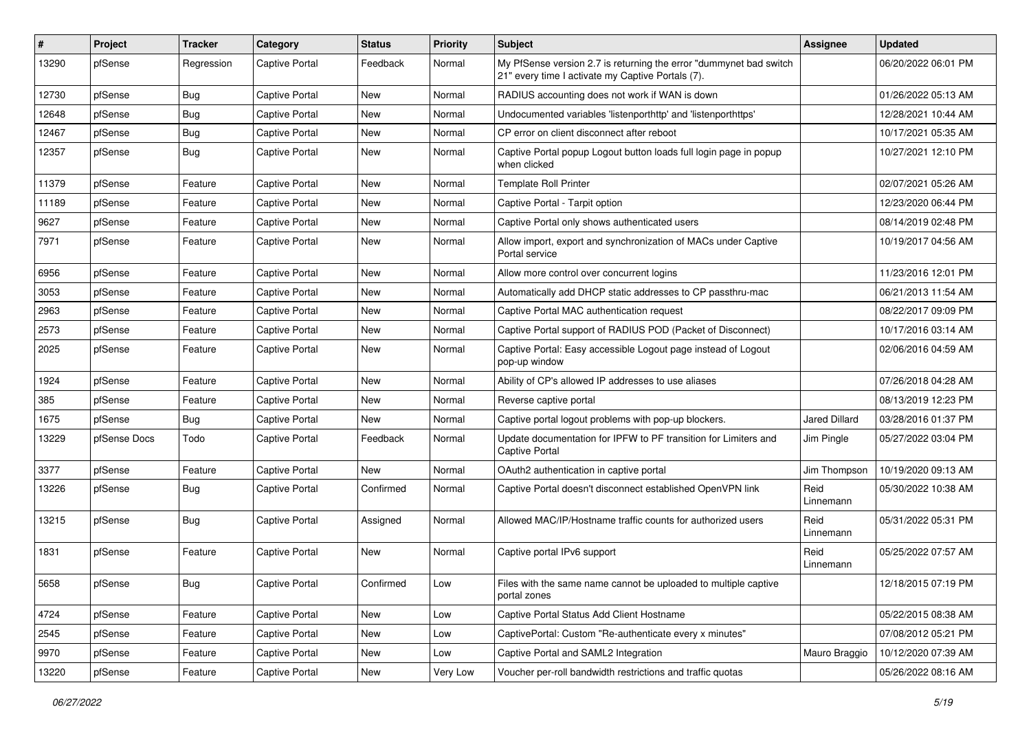| # | Project | Tracker | Category | Status | Priority | Subject | Assignee | Updated |
|---|---|---|---|---|---|---|---|---|
| 13290 | pfSense | Regression | Captive Portal | Feedback | Normal | My PfSense version 2.7 is returning the error "dummynet bad switch 21" every time I activate my Captive Portals (7). | | 06/20/2022 06:01 PM |
| 12730 | pfSense | Bug | Captive Portal | New | Normal | RADIUS accounting does not work if WAN is down | | 01/26/2022 05:13 AM |
| 12648 | pfSense | Bug | Captive Portal | New | Normal | Undocumented variables 'listenporthttp' and 'listenporthttps' | | 12/28/2021 10:44 AM |
| 12467 | pfSense | Bug | Captive Portal | New | Normal | CP error on client disconnect after reboot | | 10/17/2021 05:35 AM |
| 12357 | pfSense | Bug | Captive Portal | New | Normal | Captive Portal popup Logout button loads full login page in popup when clicked | | 10/27/2021 12:10 PM |
| 11379 | pfSense | Feature | Captive Portal | New | Normal | Template Roll Printer | | 02/07/2021 05:26 AM |
| 11189 | pfSense | Feature | Captive Portal | New | Normal | Captive Portal - Tarpit option | | 12/23/2020 06:44 PM |
| 9627 | pfSense | Feature | Captive Portal | New | Normal | Captive Portal only shows authenticated users | | 08/14/2019 02:48 PM |
| 7971 | pfSense | Feature | Captive Portal | New | Normal | Allow import, export and synchronization of MACs under Captive Portal service | | 10/19/2017 04:56 AM |
| 6956 | pfSense | Feature | Captive Portal | New | Normal | Allow more control over concurrent logins | | 11/23/2016 12:01 PM |
| 3053 | pfSense | Feature | Captive Portal | New | Normal | Automatically add DHCP static addresses to CP passthru-mac | | 06/21/2013 11:54 AM |
| 2963 | pfSense | Feature | Captive Portal | New | Normal | Captive Portal MAC authentication request | | 08/22/2017 09:09 PM |
| 2573 | pfSense | Feature | Captive Portal | New | Normal | Captive Portal support of RADIUS POD (Packet of Disconnect) | | 10/17/2016 03:14 AM |
| 2025 | pfSense | Feature | Captive Portal | New | Normal | Captive Portal: Easy accessible Logout page instead of Logout pop-up window | | 02/06/2016 04:59 AM |
| 1924 | pfSense | Feature | Captive Portal | New | Normal | Ability of CP's allowed IP addresses to use aliases | | 07/26/2018 04:28 AM |
| 385 | pfSense | Feature | Captive Portal | New | Normal | Reverse captive portal | | 08/13/2019 12:23 PM |
| 1675 | pfSense | Bug | Captive Portal | New | Normal | Captive portal logout problems with pop-up blockers. | Jared Dillard | 03/28/2016 01:37 PM |
| 13229 | pfSense Docs | Todo | Captive Portal | Feedback | Normal | Update documentation for IPFW to PF transition for Limiters and Captive Portal | Jim Pingle | 05/27/2022 03:04 PM |
| 3377 | pfSense | Feature | Captive Portal | New | Normal | OAuth2 authentication in captive portal | Jim Thompson | 10/19/2020 09:13 AM |
| 13226 | pfSense | Bug | Captive Portal | Confirmed | Normal | Captive Portal doesn't disconnect established OpenVPN link | Reid Linnemann | 05/30/2022 10:38 AM |
| 13215 | pfSense | Bug | Captive Portal | Assigned | Normal | Allowed MAC/IP/Hostname traffic counts for authorized users | Reid Linnemann | 05/31/2022 05:31 PM |
| 1831 | pfSense | Feature | Captive Portal | New | Normal | Captive portal IPv6 support | Reid Linnemann | 05/25/2022 07:57 AM |
| 5658 | pfSense | Bug | Captive Portal | Confirmed | Low | Files with the same name cannot be uploaded to multiple captive portal zones | | 12/18/2015 07:19 PM |
| 4724 | pfSense | Feature | Captive Portal | New | Low | Captive Portal Status Add Client Hostname | | 05/22/2015 08:38 AM |
| 2545 | pfSense | Feature | Captive Portal | New | Low | CaptivePortal: Custom "Re-authenticate every x minutes" | | 07/08/2012 05:21 PM |
| 9970 | pfSense | Feature | Captive Portal | New | Low | Captive Portal and SAML2 Integration | Mauro Braggio | 10/12/2020 07:39 AM |
| 13220 | pfSense | Feature | Captive Portal | New | Very Low | Voucher per-roll bandwidth restrictions and traffic quotas | | 05/26/2022 08:16 AM |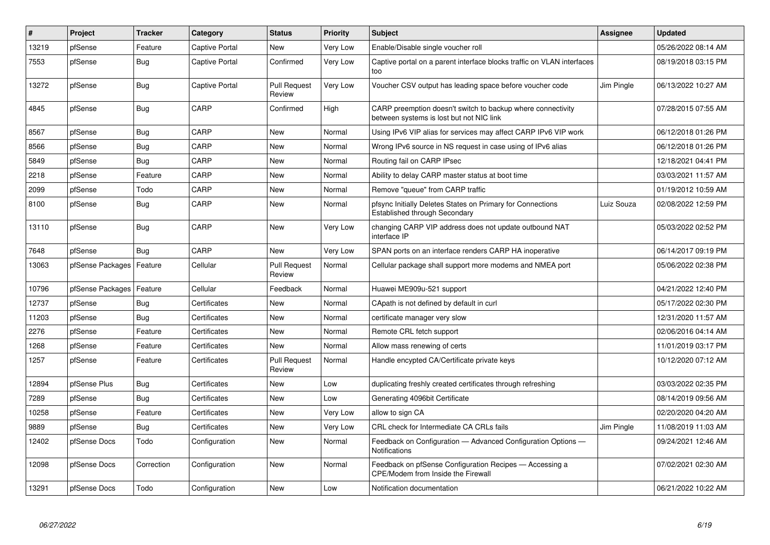| # | Project | Tracker | Category | Status | Priority | Subject | Assignee | Updated |
|---|---|---|---|---|---|---|---|---|
| 13219 | pfSense | Feature | Captive Portal | New | Very Low | Enable/Disable single voucher roll | | 05/26/2022 08:14 AM |
| 7553 | pfSense | Bug | Captive Portal | Confirmed | Very Low | Captive portal on a parent interface blocks traffic on VLAN interfaces too | | 08/19/2018 03:15 PM |
| 13272 | pfSense | Bug | Captive Portal | Pull Request Review | Very Low | Voucher CSV output has leading space before voucher code | Jim Pingle | 06/13/2022 10:27 AM |
| 4845 | pfSense | Bug | CARP | Confirmed | High | CARP preemption doesn't switch to backup where connectivity between systems is lost but not NIC link | | 07/28/2015 07:55 AM |
| 8567 | pfSense | Bug | CARP | New | Normal | Using IPv6 VIP alias for services may affect CARP IPv6 VIP work | | 06/12/2018 01:26 PM |
| 8566 | pfSense | Bug | CARP | New | Normal | Wrong IPv6 source in NS request in case using of IPv6 alias | | 06/12/2018 01:26 PM |
| 5849 | pfSense | Bug | CARP | New | Normal | Routing fail on CARP IPsec | | 12/18/2021 04:41 PM |
| 2218 | pfSense | Feature | CARP | New | Normal | Ability to delay CARP master status at boot time | | 03/03/2021 11:57 AM |
| 2099 | pfSense | Todo | CARP | New | Normal | Remove "queue" from CARP traffic | | 01/19/2012 10:59 AM |
| 8100 | pfSense | Bug | CARP | New | Normal | pfsync Initially Deletes States on Primary for Connections Established through Secondary | Luiz Souza | 02/08/2022 12:59 PM |
| 13110 | pfSense | Bug | CARP | New | Very Low | changing CARP VIP address does not update outbound NAT interface IP | | 05/03/2022 02:52 PM |
| 7648 | pfSense | Bug | CARP | New | Very Low | SPAN ports on an interface renders CARP HA inoperative | | 06/14/2017 09:19 PM |
| 13063 | pfSense Packages | Feature | Cellular | Pull Request Review | Normal | Cellular package shall support more modems and NMEA port | | 05/06/2022 02:38 PM |
| 10796 | pfSense Packages | Feature | Cellular | Feedback | Normal | Huawei ME909u-521 support | | 04/21/2022 12:40 PM |
| 12737 | pfSense | Bug | Certificates | New | Normal | CApath is not defined by default in curl | | 05/17/2022 02:30 PM |
| 11203 | pfSense | Bug | Certificates | New | Normal | certificate manager very slow | | 12/31/2020 11:57 AM |
| 2276 | pfSense | Feature | Certificates | New | Normal | Remote CRL fetch support | | 02/06/2016 04:14 AM |
| 1268 | pfSense | Feature | Certificates | New | Normal | Allow mass renewing of certs | | 11/01/2019 03:17 PM |
| 1257 | pfSense | Feature | Certificates | Pull Request Review | Normal | Handle encypted CA/Certificate private keys | | 10/12/2020 07:12 AM |
| 12894 | pfSense Plus | Bug | Certificates | New | Low | duplicating freshly created certificates through refreshing | | 03/03/2022 02:35 PM |
| 7289 | pfSense | Bug | Certificates | New | Low | Generating 4096bit Certificate | | 08/14/2019 09:56 AM |
| 10258 | pfSense | Feature | Certificates | New | Very Low | allow to sign CA | | 02/20/2020 04:20 AM |
| 9889 | pfSense | Bug | Certificates | New | Very Low | CRL check for Intermediate CA CRLs fails | Jim Pingle | 11/08/2019 11:03 AM |
| 12402 | pfSense Docs | Todo | Configuration | New | Normal | Feedback on Configuration — Advanced Configuration Options — Notifications | | 09/24/2021 12:46 AM |
| 12098 | pfSense Docs | Correction | Configuration | New | Normal | Feedback on pfSense Configuration Recipes — Accessing a CPE/Modem from Inside the Firewall | | 07/02/2021 02:30 AM |
| 13291 | pfSense Docs | Todo | Configuration | New | Low | Notification documentation | | 06/21/2022 10:22 AM |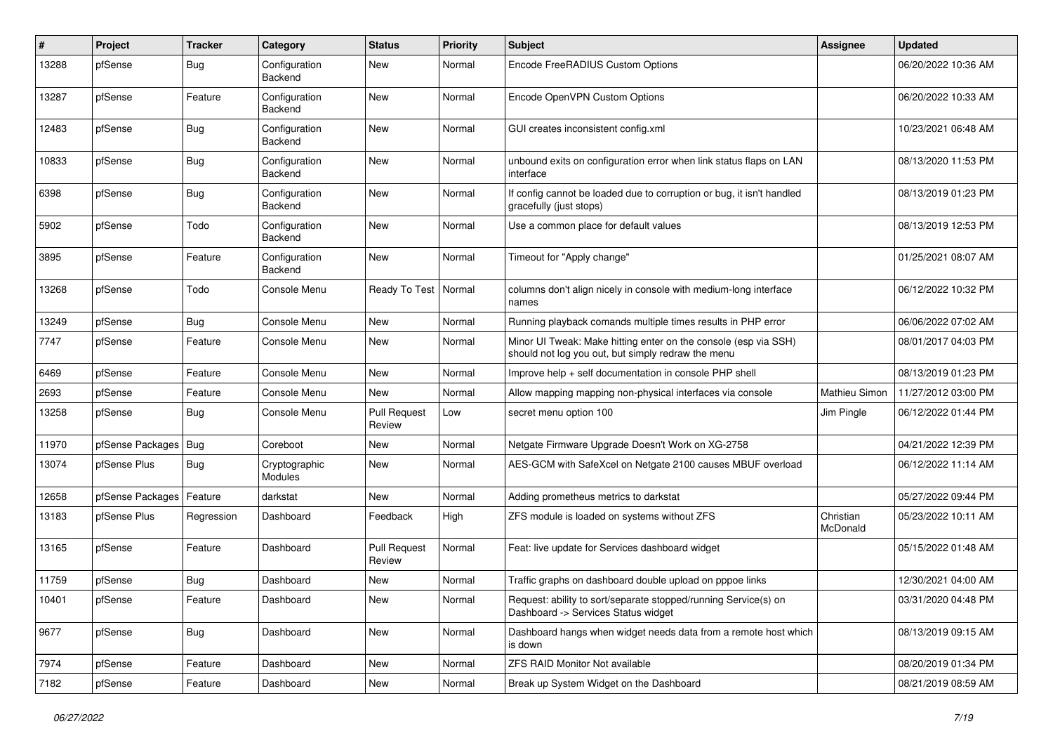| # | Project | Tracker | Category | Status | Priority | Subject | Assignee | Updated |
|---|---|---|---|---|---|---|---|---|
| 13288 | pfSense | Bug | Configuration Backend | New | Normal | Encode FreeRADIUS Custom Options | | 06/20/2022 10:36 AM |
| 13287 | pfSense | Feature | Configuration Backend | New | Normal | Encode OpenVPN Custom Options | | 06/20/2022 10:33 AM |
| 12483 | pfSense | Bug | Configuration Backend | New | Normal | GUI creates inconsistent config.xml | | 10/23/2021 06:48 AM |
| 10833 | pfSense | Bug | Configuration Backend | New | Normal | unbound exits on configuration error when link status flaps on LAN interface | | 08/13/2020 11:53 PM |
| 6398 | pfSense | Bug | Configuration Backend | New | Normal | If config cannot be loaded due to corruption or bug, it isn't handled gracefully (just stops) | | 08/13/2019 01:23 PM |
| 5902 | pfSense | Todo | Configuration Backend | New | Normal | Use a common place for default values | | 08/13/2019 12:53 PM |
| 3895 | pfSense | Feature | Configuration Backend | New | Normal | Timeout for "Apply change" | | 01/25/2021 08:07 AM |
| 13268 | pfSense | Todo | Console Menu | Ready To Test | Normal | columns don't align nicely in console with medium-long interface names | | 06/12/2022 10:32 PM |
| 13249 | pfSense | Bug | Console Menu | New | Normal | Running playback comands multiple times results in PHP error | | 06/06/2022 07:02 AM |
| 7747 | pfSense | Feature | Console Menu | New | Normal | Minor UI Tweak: Make hitting enter on the console (esp via SSH) should not log you out, but simply redraw the menu | | 08/01/2017 04:03 PM |
| 6469 | pfSense | Feature | Console Menu | New | Normal | Improve help + self documentation in console PHP shell | | 08/13/2019 01:23 PM |
| 2693 | pfSense | Feature | Console Menu | New | Normal | Allow mapping mapping non-physical interfaces via console | Mathieu Simon | 11/27/2012 03:00 PM |
| 13258 | pfSense | Bug | Console Menu | Pull Request Review | Low | secret menu option 100 | Jim Pingle | 06/12/2022 01:44 PM |
| 11970 | pfSense Packages | Bug | Coreboot | New | Normal | Netgate Firmware Upgrade Doesn't Work on XG-2758 | | 04/21/2022 12:39 PM |
| 13074 | pfSense Plus | Bug | Cryptographic Modules | New | Normal | AES-GCM with SafeXcel on Netgate 2100 causes MBUF overload | | 06/12/2022 11:14 AM |
| 12658 | pfSense Packages | Feature | darkstat | New | Normal | Adding prometheus metrics to darkstat | | 05/27/2022 09:44 PM |
| 13183 | pfSense Plus | Regression | Dashboard | Feedback | High | ZFS module is loaded on systems without ZFS | Christian McDonald | 05/23/2022 10:11 AM |
| 13165 | pfSense | Feature | Dashboard | Pull Request Review | Normal | Feat: live update for Services dashboard widget | | 05/15/2022 01:48 AM |
| 11759 | pfSense | Bug | Dashboard | New | Normal | Traffic graphs on dashboard double upload on pppoe links | | 12/30/2021 04:00 AM |
| 10401 | pfSense | Feature | Dashboard | New | Normal | Request: ability to sort/separate stopped/running Service(s) on Dashboard -> Services Status widget | | 03/31/2020 04:48 PM |
| 9677 | pfSense | Bug | Dashboard | New | Normal | Dashboard hangs when widget needs data from a remote host which is down | | 08/13/2019 09:15 AM |
| 7974 | pfSense | Feature | Dashboard | New | Normal | ZFS RAID Monitor Not available | | 08/20/2019 01:34 PM |
| 7182 | pfSense | Feature | Dashboard | New | Normal | Break up System Widget on the Dashboard | | 08/21/2019 08:59 AM |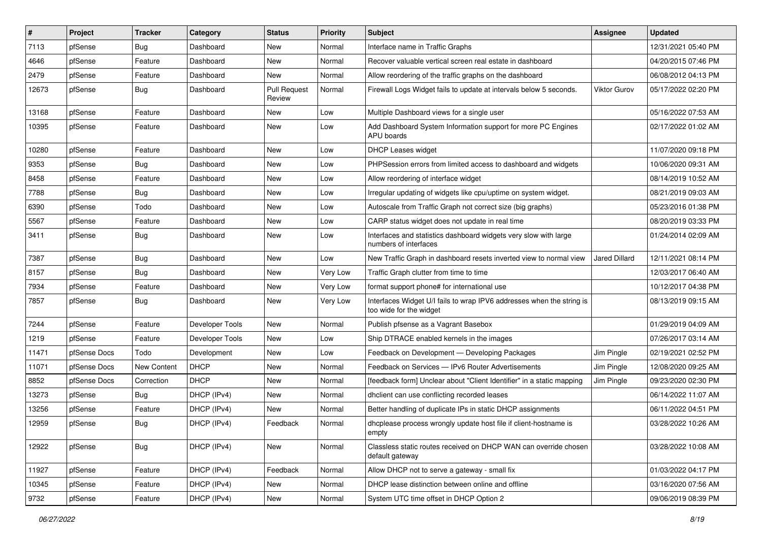| # | Project | Tracker | Category | Status | Priority | Subject | Assignee | Updated |
|---|---|---|---|---|---|---|---|---|
| 7113 | pfSense | Bug | Dashboard | New | Normal | Interface name in Traffic Graphs | | 12/31/2021 05:40 PM |
| 4646 | pfSense | Feature | Dashboard | New | Normal | Recover valuable vertical screen real estate in dashboard | | 04/20/2015 07:46 PM |
| 2479 | pfSense | Feature | Dashboard | New | Normal | Allow reordering of the traffic graphs on the dashboard | | 06/08/2012 04:13 PM |
| 12673 | pfSense | Bug | Dashboard | Pull Request Review | Normal | Firewall Logs Widget fails to update at intervals below 5 seconds. | Viktor Gurov | 05/17/2022 02:20 PM |
| 13168 | pfSense | Feature | Dashboard | New | Low | Multiple Dashboard views for a single user | | 05/16/2022 07:53 AM |
| 10395 | pfSense | Feature | Dashboard | New | Low | Add Dashboard System Information support for more PC Engines APU boards | | 02/17/2022 01:02 AM |
| 10280 | pfSense | Feature | Dashboard | New | Low | DHCP Leases widget | | 11/07/2020 09:18 PM |
| 9353 | pfSense | Bug | Dashboard | New | Low | PHPSession errors from limited access to dashboard and widgets | | 10/06/2020 09:31 AM |
| 8458 | pfSense | Feature | Dashboard | New | Low | Allow reordering of interface widget | | 08/14/2019 10:52 AM |
| 7788 | pfSense | Bug | Dashboard | New | Low | Irregular updating of widgets like cpu/uptime on system widget. | | 08/21/2019 09:03 AM |
| 6390 | pfSense | Todo | Dashboard | New | Low | Autoscale from Traffic Graph not correct size (big graphs) | | 05/23/2016 01:38 PM |
| 5567 | pfSense | Feature | Dashboard | New | Low | CARP status widget does not update in real time | | 08/20/2019 03:33 PM |
| 3411 | pfSense | Bug | Dashboard | New | Low | Interfaces and statistics dashboard widgets very slow with large numbers of interfaces | | 01/24/2014 02:09 AM |
| 7387 | pfSense | Bug | Dashboard | New | Low | New Traffic Graph in dashboard resets inverted view to normal view | Jared Dillard | 12/11/2021 08:14 PM |
| 8157 | pfSense | Bug | Dashboard | New | Very Low | Traffic Graph clutter from time to time | | 12/03/2017 06:40 AM |
| 7934 | pfSense | Feature | Dashboard | New | Very Low | format support phone# for international use | | 10/12/2017 04:38 PM |
| 7857 | pfSense | Bug | Dashboard | New | Very Low | Interfaces Widget U/I fails to wrap IPV6 addresses when the string is too wide for the widget | | 08/13/2019 09:15 AM |
| 7244 | pfSense | Feature | Developer Tools | New | Normal | Publish pfsense as a Vagrant Basebox | | 01/29/2019 04:09 AM |
| 1219 | pfSense | Feature | Developer Tools | New | Low | Ship DTRACE enabled kernels in the images | | 07/26/2017 03:14 AM |
| 11471 | pfSense Docs | Todo | Development | New | Low | Feedback on Development — Developing Packages | Jim Pingle | 02/19/2021 02:52 PM |
| 11071 | pfSense Docs | New Content | DHCP | New | Normal | Feedback on Services — IPv6 Router Advertisements | Jim Pingle | 12/08/2020 09:25 AM |
| 8852 | pfSense Docs | Correction | DHCP | New | Normal | [feedback form] Unclear about "Client Identifier" in a static mapping | Jim Pingle | 09/23/2020 02:30 PM |
| 13273 | pfSense | Bug | DHCP (IPv4) | New | Normal | dhclient can use conflicting recorded leases | | 06/14/2022 11:07 AM |
| 13256 | pfSense | Feature | DHCP (IPv4) | New | Normal | Better handling of duplicate IPs in static DHCP assignments | | 06/11/2022 04:51 PM |
| 12959 | pfSense | Bug | DHCP (IPv4) | Feedback | Normal | dhcplease process wrongly update host file if client-hostname is empty | | 03/28/2022 10:26 AM |
| 12922 | pfSense | Bug | DHCP (IPv4) | New | Normal | Classless static routes received on DHCP WAN can override chosen default gateway | | 03/28/2022 10:08 AM |
| 11927 | pfSense | Feature | DHCP (IPv4) | Feedback | Normal | Allow DHCP not to serve a gateway - small fix | | 01/03/2022 04:17 PM |
| 10345 | pfSense | Feature | DHCP (IPv4) | New | Normal | DHCP lease distinction between online and offline | | 03/16/2020 07:56 AM |
| 9732 | pfSense | Feature | DHCP (IPv4) | New | Normal | System UTC time offset in DHCP Option 2 | | 09/06/2019 08:39 PM |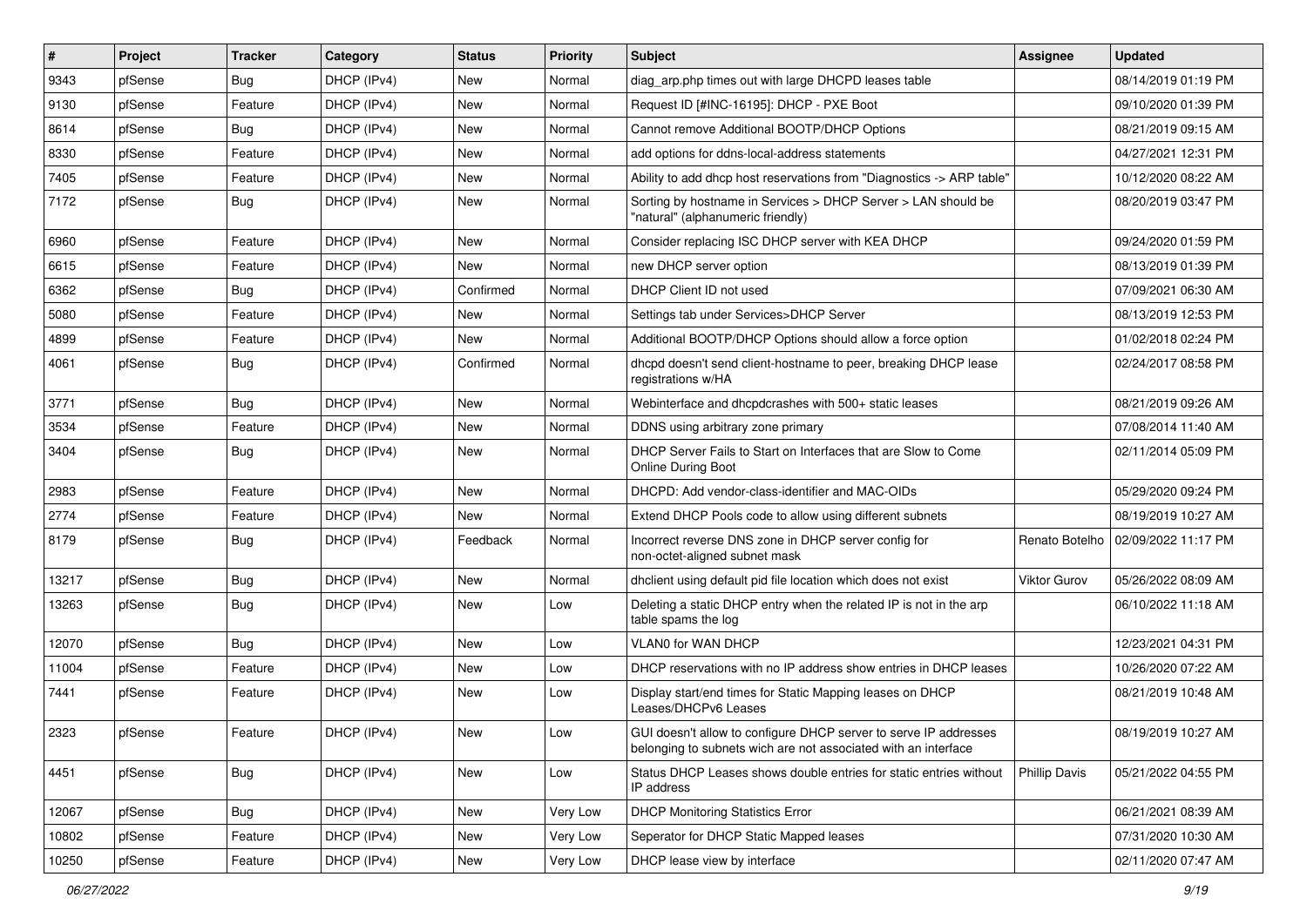| # | Project | Tracker | Category | Status | Priority | Subject | Assignee | Updated |
|---|---|---|---|---|---|---|---|---|
| 9343 | pfSense | Bug | DHCP (IPv4) | New | Normal | diag_arp.php times out with large DHCPD leases table | | 08/14/2019 01:19 PM |
| 9130 | pfSense | Feature | DHCP (IPv4) | New | Normal | Request ID [#INC-16195]: DHCP - PXE Boot | | 09/10/2020 01:39 PM |
| 8614 | pfSense | Bug | DHCP (IPv4) | New | Normal | Cannot remove Additional BOOTP/DHCP Options | | 08/21/2019 09:15 AM |
| 8330 | pfSense | Feature | DHCP (IPv4) | New | Normal | add options for ddns-local-address statements | | 04/27/2021 12:31 PM |
| 7405 | pfSense | Feature | DHCP (IPv4) | New | Normal | Ability to add dhcp host reservations from "Diagnostics -> ARP table" | | 10/12/2020 08:22 AM |
| 7172 | pfSense | Bug | DHCP (IPv4) | New | Normal | Sorting by hostname in Services > DHCP Server > LAN should be "natural" (alphanumeric friendly) | | 08/20/2019 03:47 PM |
| 6960 | pfSense | Feature | DHCP (IPv4) | New | Normal | Consider replacing ISC DHCP server with KEA DHCP | | 09/24/2020 01:59 PM |
| 6615 | pfSense | Feature | DHCP (IPv4) | New | Normal | new DHCP server option | | 08/13/2019 01:39 PM |
| 6362 | pfSense | Bug | DHCP (IPv4) | Confirmed | Normal | DHCP Client ID not used | | 07/09/2021 06:30 AM |
| 5080 | pfSense | Feature | DHCP (IPv4) | New | Normal | Settings tab under Services>DHCP Server | | 08/13/2019 12:53 PM |
| 4899 | pfSense | Feature | DHCP (IPv4) | New | Normal | Additional BOOTP/DHCP Options should allow a force option | | 01/02/2018 02:24 PM |
| 4061 | pfSense | Bug | DHCP (IPv4) | Confirmed | Normal | dhcpd doesn't send client-hostname to peer, breaking DHCP lease registrations w/HA | | 02/24/2017 08:58 PM |
| 3771 | pfSense | Bug | DHCP (IPv4) | New | Normal | Webinterface and dhcpdcrashes with 500+ static leases | | 08/21/2019 09:26 AM |
| 3534 | pfSense | Feature | DHCP (IPv4) | New | Normal | DDNS using arbitrary zone primary | | 07/08/2014 11:40 AM |
| 3404 | pfSense | Bug | DHCP (IPv4) | New | Normal | DHCP Server Fails to Start on Interfaces that are Slow to Come Online During Boot | | 02/11/2014 05:09 PM |
| 2983 | pfSense | Feature | DHCP (IPv4) | New | Normal | DHCPD: Add vendor-class-identifier and MAC-OIDs | | 05/29/2020 09:24 PM |
| 2774 | pfSense | Feature | DHCP (IPv4) | New | Normal | Extend DHCP Pools code to allow using different subnets | | 08/19/2019 10:27 AM |
| 8179 | pfSense | Bug | DHCP (IPv4) | Feedback | Normal | Incorrect reverse DNS zone in DHCP server config for non-octet-aligned subnet mask | Renato Botelho | 02/09/2022 11:17 PM |
| 13217 | pfSense | Bug | DHCP (IPv4) | New | Normal | dhclient using default pid file location which does not exist | Viktor Gurov | 05/26/2022 08:09 AM |
| 13263 | pfSense | Bug | DHCP (IPv4) | New | Low | Deleting a static DHCP entry when the related IP is not in the arp table spams the log | | 06/10/2022 11:18 AM |
| 12070 | pfSense | Bug | DHCP (IPv4) | New | Low | VLAN0 for WAN DHCP | | 12/23/2021 04:31 PM |
| 11004 | pfSense | Feature | DHCP (IPv4) | New | Low | DHCP reservations with no IP address show entries in DHCP leases | | 10/26/2020 07:22 AM |
| 7441 | pfSense | Feature | DHCP (IPv4) | New | Low | Display start/end times for Static Mapping leases on DHCP Leases/DHCPv6 Leases | | 08/21/2019 10:48 AM |
| 2323 | pfSense | Feature | DHCP (IPv4) | New | Low | GUI doesn't allow to configure DHCP server to serve IP addresses belonging to subnets wich are not associated with an interface | | 08/19/2019 10:27 AM |
| 4451 | pfSense | Bug | DHCP (IPv4) | New | Low | Status DHCP Leases shows double entries for static entries without IP address | Phillip Davis | 05/21/2022 04:55 PM |
| 12067 | pfSense | Bug | DHCP (IPv4) | New | Very Low | DHCP Monitoring Statistics Error | | 06/21/2021 08:39 AM |
| 10802 | pfSense | Feature | DHCP (IPv4) | New | Very Low | Seperator for DHCP Static Mapped leases | | 07/31/2020 10:30 AM |
| 10250 | pfSense | Feature | DHCP (IPv4) | New | Very Low | DHCP lease view by interface | | 02/11/2020 07:47 AM |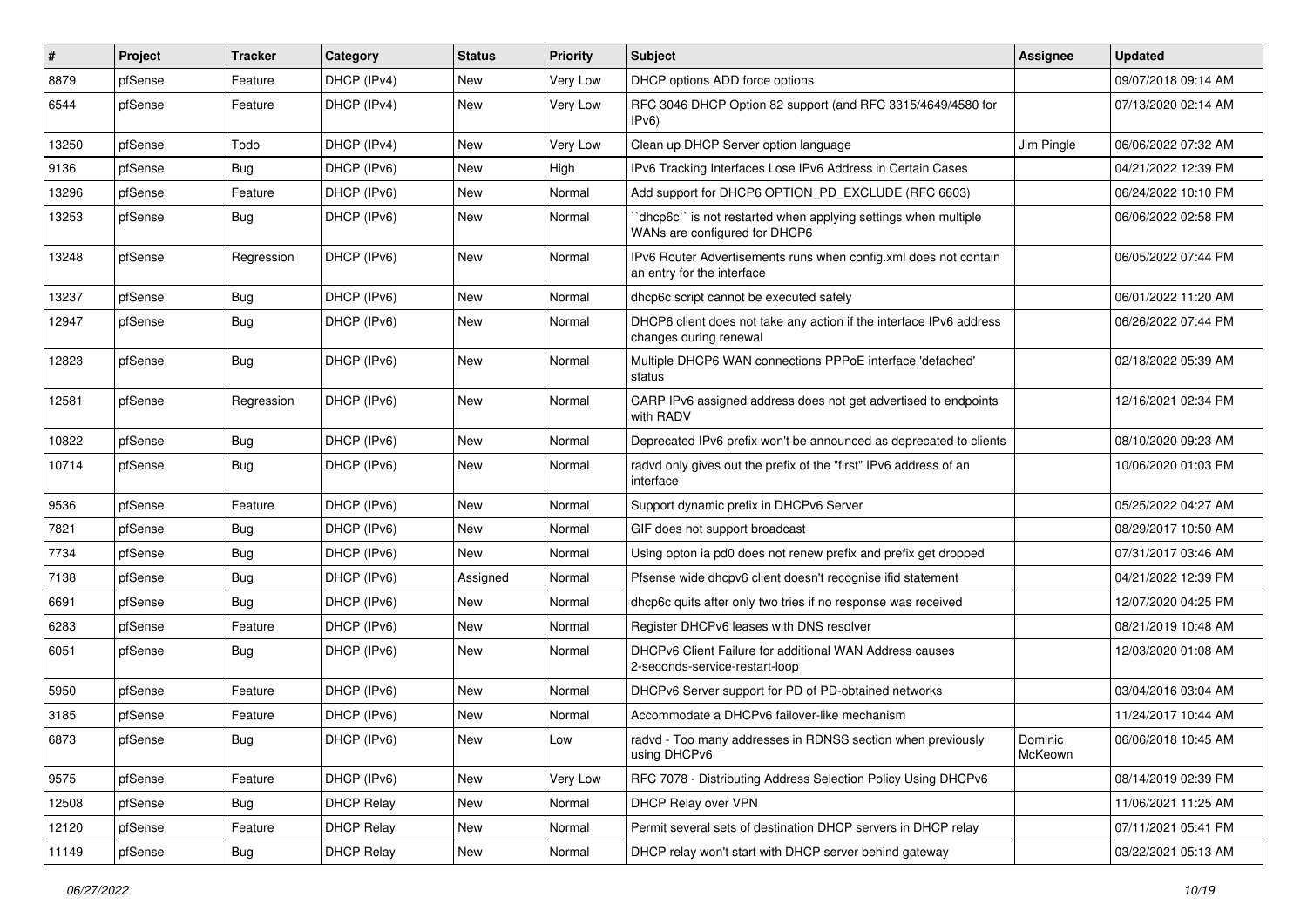| # | Project | Tracker | Category | Status | Priority | Subject | Assignee | Updated |
|---|---|---|---|---|---|---|---|---|
| 8879 | pfSense | Feature | DHCP (IPv4) | New | Very Low | DHCP options ADD force options | | 09/07/2018 09:14 AM |
| 6544 | pfSense | Feature | DHCP (IPv4) | New | Very Low | RFC 3046 DHCP Option 82 support (and RFC 3315/4649/4580 for IPv6) | | 07/13/2020 02:14 AM |
| 13250 | pfSense | Todo | DHCP (IPv4) | New | Very Low | Clean up DHCP Server option language | Jim Pingle | 06/06/2022 07:32 AM |
| 9136 | pfSense | Bug | DHCP (IPv6) | New | High | IPv6 Tracking Interfaces Lose IPv6 Address in Certain Cases | | 04/21/2022 12:39 PM |
| 13296 | pfSense | Feature | DHCP (IPv6) | New | Normal | Add support for DHCP6 OPTION_PD_EXCLUDE (RFC 6603) | | 06/24/2022 10:10 PM |
| 13253 | pfSense | Bug | DHCP (IPv6) | New | Normal | ``dhcp6c`` is not restarted when applying settings when multiple WANs are configured for DHCP6 | | 06/06/2022 02:58 PM |
| 13248 | pfSense | Regression | DHCP (IPv6) | New | Normal | IPv6 Router Advertisements runs when config.xml does not contain an entry for the interface | | 06/05/2022 07:44 PM |
| 13237 | pfSense | Bug | DHCP (IPv6) | New | Normal | dhcp6c script cannot be executed safely | | 06/01/2022 11:20 AM |
| 12947 | pfSense | Bug | DHCP (IPv6) | New | Normal | DHCP6 client does not take any action if the interface IPv6 address changes during renewal | | 06/26/2022 07:44 PM |
| 12823 | pfSense | Bug | DHCP (IPv6) | New | Normal | Multiple DHCP6 WAN connections PPPoE interface 'defached' status | | 02/18/2022 05:39 AM |
| 12581 | pfSense | Regression | DHCP (IPv6) | New | Normal | CARP IPv6 assigned address does not get advertised to endpoints with RADV | | 12/16/2021 02:34 PM |
| 10822 | pfSense | Bug | DHCP (IPv6) | New | Normal | Deprecated IPv6 prefix won't be announced as deprecated to clients | | 08/10/2020 09:23 AM |
| 10714 | pfSense | Bug | DHCP (IPv6) | New | Normal | radvd only gives out the prefix of the "first" IPv6 address of an interface | | 10/06/2020 01:03 PM |
| 9536 | pfSense | Feature | DHCP (IPv6) | New | Normal | Support dynamic prefix in DHCPv6 Server | | 05/25/2022 04:27 AM |
| 7821 | pfSense | Bug | DHCP (IPv6) | New | Normal | GIF does not support broadcast | | 08/29/2017 10:50 AM |
| 7734 | pfSense | Bug | DHCP (IPv6) | New | Normal | Using opton ia pd0 does not renew prefix and prefix get dropped | | 07/31/2017 03:46 AM |
| 7138 | pfSense | Bug | DHCP (IPv6) | Assigned | Normal | Pfsense wide dhcpv6 client doesn't recognise ifid statement | | 04/21/2022 12:39 PM |
| 6691 | pfSense | Bug | DHCP (IPv6) | New | Normal | dhcp6c quits after only two tries if no response was received | | 12/07/2020 04:25 PM |
| 6283 | pfSense | Feature | DHCP (IPv6) | New | Normal | Register DHCPv6 leases with DNS resolver | | 08/21/2019 10:48 AM |
| 6051 | pfSense | Bug | DHCP (IPv6) | New | Normal | DHCPv6 Client Failure for additional WAN Address causes 2-seconds-service-restart-loop | | 12/03/2020 01:08 AM |
| 5950 | pfSense | Feature | DHCP (IPv6) | New | Normal | DHCPv6 Server support for PD of PD-obtained networks | | 03/04/2016 03:04 AM |
| 3185 | pfSense | Feature | DHCP (IPv6) | New | Normal | Accommodate a DHCPv6 failover-like mechanism | | 11/24/2017 10:44 AM |
| 6873 | pfSense | Bug | DHCP (IPv6) | New | Low | radvd - Too many addresses in RDNSS section when previously using DHCPv6 | Dominic McKeown | 06/06/2018 10:45 AM |
| 9575 | pfSense | Feature | DHCP (IPv6) | New | Very Low | RFC 7078 - Distributing Address Selection Policy Using DHCPv6 | | 08/14/2019 02:39 PM |
| 12508 | pfSense | Bug | DHCP Relay | New | Normal | DHCP Relay over VPN | | 11/06/2021 11:25 AM |
| 12120 | pfSense | Feature | DHCP Relay | New | Normal | Permit several sets of destination DHCP servers in DHCP relay | | 07/11/2021 05:41 PM |
| 11149 | pfSense | Bug | DHCP Relay | New | Normal | DHCP relay won't start with DHCP server behind gateway | | 03/22/2021 05:13 AM |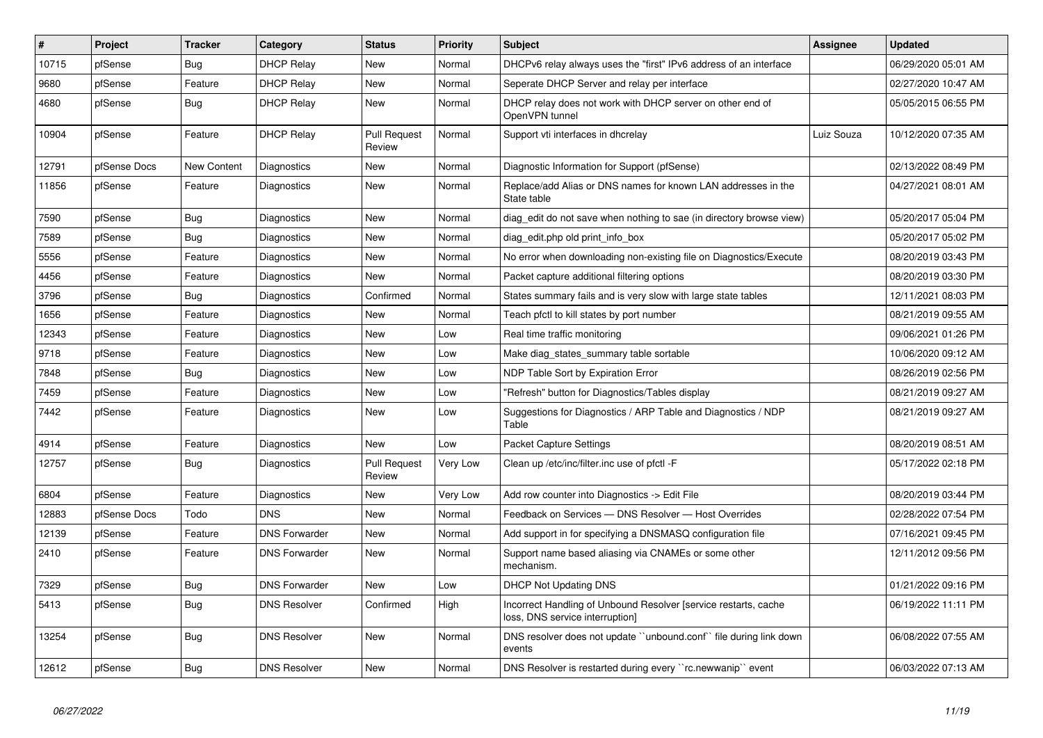| # | Project | Tracker | Category | Status | Priority | Subject | Assignee | Updated |
|---|---|---|---|---|---|---|---|---|
| 10715 | pfSense | Bug | DHCP Relay | New | Normal | DHCPv6 relay always uses the "first" IPv6 address of an interface | | 06/29/2020 05:01 AM |
| 9680 | pfSense | Feature | DHCP Relay | New | Normal | Seperate DHCP Server and relay per interface | | 02/27/2020 10:47 AM |
| 4680 | pfSense | Bug | DHCP Relay | New | Normal | DHCP relay does not work with DHCP server on other end of OpenVPN tunnel | | 05/05/2015 06:55 PM |
| 10904 | pfSense | Feature | DHCP Relay | Pull Request Review | Normal | Support vti interfaces in dhcrelay | Luiz Souza | 10/12/2020 07:35 AM |
| 12791 | pfSense Docs | New Content | Diagnostics | New | Normal | Diagnostic Information for Support (pfSense) | | 02/13/2022 08:49 PM |
| 11856 | pfSense | Feature | Diagnostics | New | Normal | Replace/add Alias or DNS names for known LAN addresses in the State table | | 04/27/2021 08:01 AM |
| 7590 | pfSense | Bug | Diagnostics | New | Normal | diag_edit do not save when nothing to sae (in directory browse view) | | 05/20/2017 05:04 PM |
| 7589 | pfSense | Bug | Diagnostics | New | Normal | diag_edit.php old print_info_box | | 05/20/2017 05:02 PM |
| 5556 | pfSense | Feature | Diagnostics | New | Normal | No error when downloading non-existing file on Diagnostics/Execute | | 08/20/2019 03:43 PM |
| 4456 | pfSense | Feature | Diagnostics | New | Normal | Packet capture additional filtering options | | 08/20/2019 03:30 PM |
| 3796 | pfSense | Bug | Diagnostics | Confirmed | Normal | States summary fails and is very slow with large state tables | | 12/11/2021 08:03 PM |
| 1656 | pfSense | Feature | Diagnostics | New | Normal | Teach pfctl to kill states by port number | | 08/21/2019 09:55 AM |
| 12343 | pfSense | Feature | Diagnostics | New | Low | Real time traffic monitoring | | 09/06/2021 01:26 PM |
| 9718 | pfSense | Feature | Diagnostics | New | Low | Make diag_states_summary table sortable | | 10/06/2020 09:12 AM |
| 7848 | pfSense | Bug | Diagnostics | New | Low | NDP Table Sort by Expiration Error | | 08/26/2019 02:56 PM |
| 7459 | pfSense | Feature | Diagnostics | New | Low | "Refresh" button for Diagnostics/Tables display | | 08/21/2019 09:27 AM |
| 7442 | pfSense | Feature | Diagnostics | New | Low | Suggestions for Diagnostics / ARP Table and Diagnostics / NDP Table | | 08/21/2019 09:27 AM |
| 4914 | pfSense | Feature | Diagnostics | New | Low | Packet Capture Settings | | 08/20/2019 08:51 AM |
| 12757 | pfSense | Bug | Diagnostics | Pull Request Review | Very Low | Clean up /etc/inc/filter.inc use of pfctl -F | | 05/17/2022 02:18 PM |
| 6804 | pfSense | Feature | Diagnostics | New | Very Low | Add row counter into Diagnostics -> Edit File | | 08/20/2019 03:44 PM |
| 12883 | pfSense Docs | Todo | DNS | New | Normal | Feedback on Services — DNS Resolver — Host Overrides | | 02/28/2022 07:54 PM |
| 12139 | pfSense | Feature | DNS Forwarder | New | Normal | Add support in for specifying a DNSMASQ configuration file | | 07/16/2021 09:45 PM |
| 2410 | pfSense | Feature | DNS Forwarder | New | Normal | Support name based aliasing via CNAMEs or some other mechanism. | | 12/11/2012 09:56 PM |
| 7329 | pfSense | Bug | DNS Forwarder | New | Low | DHCP Not Updating DNS | | 01/21/2022 09:16 PM |
| 5413 | pfSense | Bug | DNS Resolver | Confirmed | High | Incorrect Handling of Unbound Resolver [service restarts, cache loss, DNS service interruption] | | 06/19/2022 11:11 PM |
| 13254 | pfSense | Bug | DNS Resolver | New | Normal | DNS resolver does not update ``unbound.conf`` file during link down events | | 06/08/2022 07:55 AM |
| 12612 | pfSense | Bug | DNS Resolver | New | Normal | DNS Resolver is restarted during every ``rc.newwanip`` event | | 06/03/2022 07:13 AM |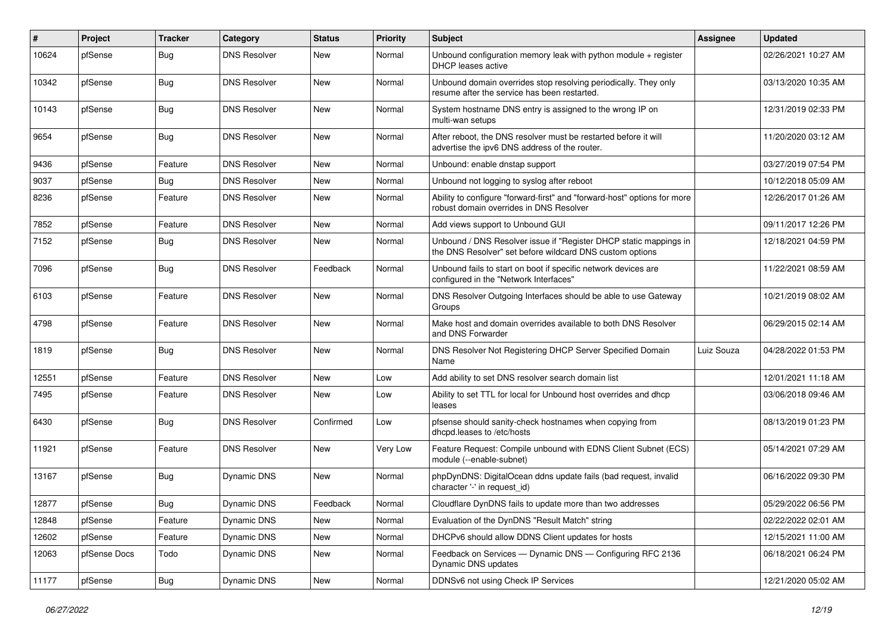| # | Project | Tracker | Category | Status | Priority | Subject | Assignee | Updated |
|---|---|---|---|---|---|---|---|---|
| 10624 | pfSense | Bug | DNS Resolver | New | Normal | Unbound configuration memory leak with python module + register DHCP leases active | | 02/26/2021 10:27 AM |
| 10342 | pfSense | Bug | DNS Resolver | New | Normal | Unbound domain overrides stop resolving periodically. They only resume after the service has been restarted. | | 03/13/2020 10:35 AM |
| 10143 | pfSense | Bug | DNS Resolver | New | Normal | System hostname DNS entry is assigned to the wrong IP on multi-wan setups | | 12/31/2019 02:33 PM |
| 9654 | pfSense | Bug | DNS Resolver | New | Normal | After reboot, the DNS resolver must be restarted before it will advertise the ipv6 DNS address of the router. | | 11/20/2020 03:12 AM |
| 9436 | pfSense | Feature | DNS Resolver | New | Normal | Unbound: enable dnstap support | | 03/27/2019 07:54 PM |
| 9037 | pfSense | Bug | DNS Resolver | New | Normal | Unbound not logging to syslog after reboot | | 10/12/2018 05:09 AM |
| 8236 | pfSense | Feature | DNS Resolver | New | Normal | Ability to configure "forward-first" and "forward-host" options for more robust domain overrides in DNS Resolver | | 12/26/2017 01:26 AM |
| 7852 | pfSense | Feature | DNS Resolver | New | Normal | Add views support to Unbound GUI | | 09/11/2017 12:26 PM |
| 7152 | pfSense | Bug | DNS Resolver | New | Normal | Unbound / DNS Resolver issue if "Register DHCP static mappings in the DNS Resolver" set before wildcard DNS custom options | | 12/18/2021 04:59 PM |
| 7096 | pfSense | Bug | DNS Resolver | Feedback | Normal | Unbound fails to start on boot if specific network devices are configured in the "Network Interfaces" | | 11/22/2021 08:59 AM |
| 6103 | pfSense | Feature | DNS Resolver | New | Normal | DNS Resolver Outgoing Interfaces should be able to use Gateway Groups | | 10/21/2019 08:02 AM |
| 4798 | pfSense | Feature | DNS Resolver | New | Normal | Make host and domain overrides available to both DNS Resolver and DNS Forwarder | | 06/29/2015 02:14 AM |
| 1819 | pfSense | Bug | DNS Resolver | New | Normal | DNS Resolver Not Registering DHCP Server Specified Domain Name | Luiz Souza | 04/28/2022 01:53 PM |
| 12551 | pfSense | Feature | DNS Resolver | New | Low | Add ability to set DNS resolver search domain list | | 12/01/2021 11:18 AM |
| 7495 | pfSense | Feature | DNS Resolver | New | Low | Ability to set TTL for local for Unbound host overrides and dhcp leases | | 03/06/2018 09:46 AM |
| 6430 | pfSense | Bug | DNS Resolver | Confirmed | Low | pfsense should sanity-check hostnames when copying from dhcpd.leases to /etc/hosts | | 08/13/2019 01:23 PM |
| 11921 | pfSense | Feature | DNS Resolver | New | Very Low | Feature Request: Compile unbound with EDNS Client Subnet (ECS) module (--enable-subnet) | | 05/14/2021 07:29 AM |
| 13167 | pfSense | Bug | Dynamic DNS | New | Normal | phpDynDNS: DigitalOcean ddns update fails (bad request, invalid character '-' in request_id) | | 06/16/2022 09:30 PM |
| 12877 | pfSense | Bug | Dynamic DNS | Feedback | Normal | Cloudflare DynDNS fails to update more than two addresses | | 05/29/2022 06:56 PM |
| 12848 | pfSense | Feature | Dynamic DNS | New | Normal | Evaluation of the DynDNS "Result Match" string | | 02/22/2022 02:01 AM |
| 12602 | pfSense | Feature | Dynamic DNS | New | Normal | DHCPv6 should allow DDNS Client updates for hosts | | 12/15/2021 11:00 AM |
| 12063 | pfSense Docs | Todo | Dynamic DNS | New | Normal | Feedback on Services — Dynamic DNS — Configuring RFC 2136 Dynamic DNS updates | | 06/18/2021 06:24 PM |
| 11177 | pfSense | Bug | Dynamic DNS | New | Normal | DDNSv6 not using Check IP Services | | 12/21/2020 05:02 AM |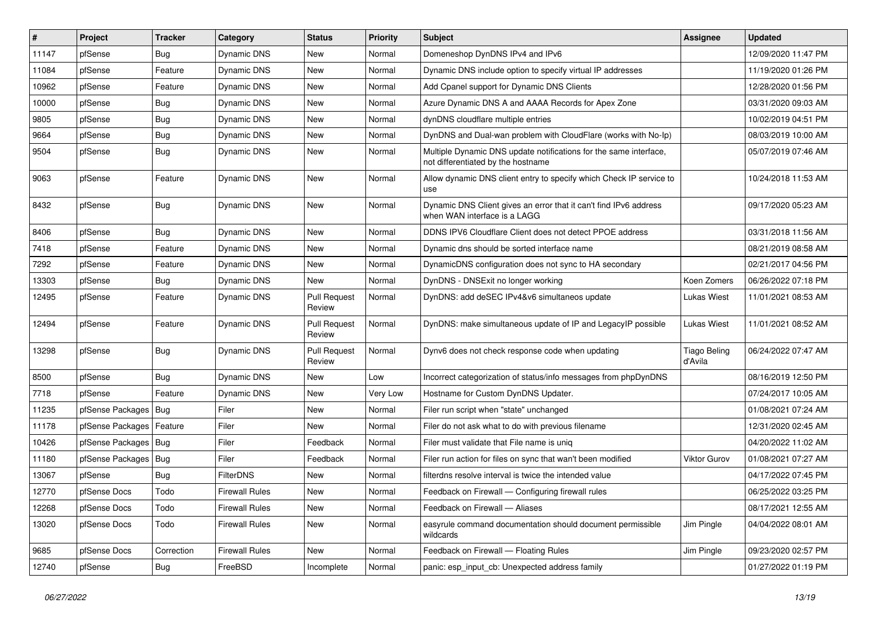| # | Project | Tracker | Category | Status | Priority | Subject | Assignee | Updated |
|---|---|---|---|---|---|---|---|---|
| 11147 | pfSense | Bug | Dynamic DNS | New | Normal | Domeneshop DynDNS IPv4 and IPv6 | | 12/09/2020 11:47 PM |
| 11084 | pfSense | Feature | Dynamic DNS | New | Normal | Dynamic DNS include option to specify virtual IP addresses | | 11/19/2020 01:26 PM |
| 10962 | pfSense | Feature | Dynamic DNS | New | Normal | Add Cpanel support for Dynamic DNS Clients | | 12/28/2020 01:56 PM |
| 10000 | pfSense | Bug | Dynamic DNS | New | Normal | Azure Dynamic DNS A and AAAA Records for Apex Zone | | 03/31/2020 09:03 AM |
| 9805 | pfSense | Bug | Dynamic DNS | New | Normal | dynDNS cloudflare multiple entries | | 10/02/2019 04:51 PM |
| 9664 | pfSense | Bug | Dynamic DNS | New | Normal | DynDNS and Dual-wan problem with CloudFlare (works with No-Ip) | | 08/03/2019 10:00 AM |
| 9504 | pfSense | Bug | Dynamic DNS | New | Normal | Multiple Dynamic DNS update notifications for the same interface, not differentiated by the hostname | | 05/07/2019 07:46 AM |
| 9063 | pfSense | Feature | Dynamic DNS | New | Normal | Allow dynamic DNS client entry to specify which Check IP service to use | | 10/24/2018 11:53 AM |
| 8432 | pfSense | Bug | Dynamic DNS | New | Normal | Dynamic DNS Client gives an error that it can't find IPv6 address when WAN interface is a LAGG | | 09/17/2020 05:23 AM |
| 8406 | pfSense | Bug | Dynamic DNS | New | Normal | DDNS IPV6 Cloudflare Client does not detect PPOE address | | 03/31/2018 11:56 AM |
| 7418 | pfSense | Feature | Dynamic DNS | New | Normal | Dynamic dns should be sorted interface name | | 08/21/2019 08:58 AM |
| 7292 | pfSense | Feature | Dynamic DNS | New | Normal | DynamicDNS configuration does not sync to HA secondary | | 02/21/2017 04:56 PM |
| 13303 | pfSense | Bug | Dynamic DNS | New | Normal | DynDNS - DNSExit no longer working | Koen Zomers | 06/26/2022 07:18 PM |
| 12495 | pfSense | Feature | Dynamic DNS | Pull Request Review | Normal | DynDNS: add deSEC IPv4&v6 simultaneos update | Lukas Wiest | 11/01/2021 08:53 AM |
| 12494 | pfSense | Feature | Dynamic DNS | Pull Request Review | Normal | DynDNS: make simultaneous update of IP and LegacyIP possible | Lukas Wiest | 11/01/2021 08:52 AM |
| 13298 | pfSense | Bug | Dynamic DNS | Pull Request Review | Normal | Dynv6 does not check response code when updating | Tiago Beling d'Avila | 06/24/2022 07:47 AM |
| 8500 | pfSense | Bug | Dynamic DNS | New | Low | Incorrect categorization of status/info messages from phpDynDNS | | 08/16/2019 12:50 PM |
| 7718 | pfSense | Feature | Dynamic DNS | New | Very Low | Hostname for Custom DynDNS Updater. | | 07/24/2017 10:05 AM |
| 11235 | pfSense Packages | Bug | Filer | New | Normal | Filer run script when "state" unchanged | | 01/08/2021 07:24 AM |
| 11178 | pfSense Packages | Feature | Filer | New | Normal | Filer do not ask what to do with previous filename | | 12/31/2020 02:45 AM |
| 10426 | pfSense Packages | Bug | Filer | Feedback | Normal | Filer must validate that File name is uniq | | 04/20/2022 11:02 AM |
| 11180 | pfSense Packages | Bug | Filer | Feedback | Normal | Filer run action for files on sync that wan't been modified | Viktor Gurov | 01/08/2021 07:27 AM |
| 13067 | pfSense | Bug | FilterDNS | New | Normal | filterdns resolve interval is twice the intended value | | 04/17/2022 07:45 PM |
| 12770 | pfSense Docs | Todo | Firewall Rules | New | Normal | Feedback on Firewall — Configuring firewall rules | | 06/25/2022 03:25 PM |
| 12268 | pfSense Docs | Todo | Firewall Rules | New | Normal | Feedback on Firewall — Aliases | | 08/17/2021 12:55 AM |
| 13020 | pfSense Docs | Todo | Firewall Rules | New | Normal | easyrule command documentation should document permissible wildcards | Jim Pingle | 04/04/2022 08:01 AM |
| 9685 | pfSense Docs | Correction | Firewall Rules | New | Normal | Feedback on Firewall — Floating Rules | Jim Pingle | 09/23/2020 02:57 PM |
| 12740 | pfSense | Bug | FreeBSD | Incomplete | Normal | panic: esp_input_cb: Unexpected address family | | 01/27/2022 01:19 PM |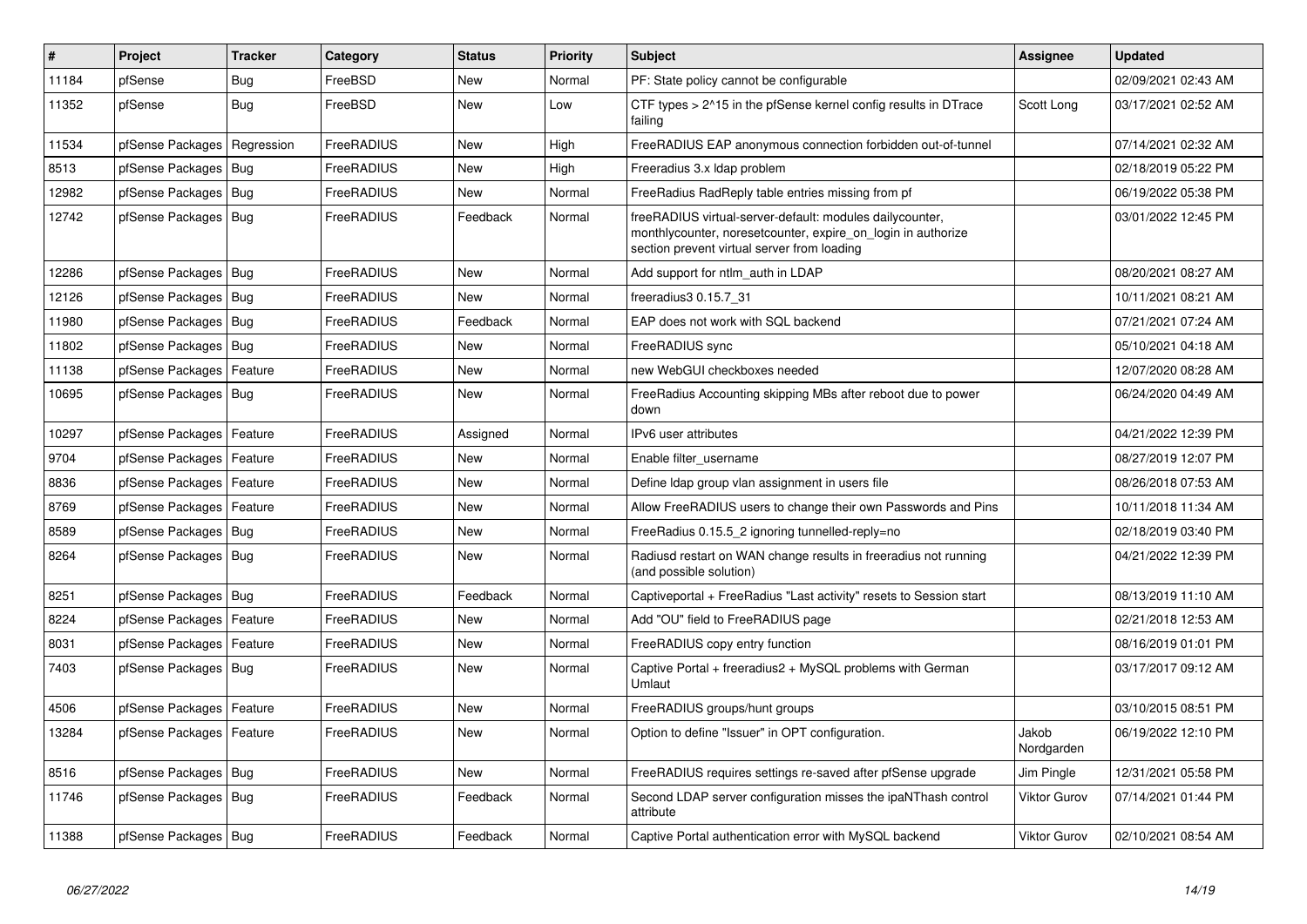| # | Project | Tracker | Category | Status | Priority | Subject | Assignee | Updated |
|---|---|---|---|---|---|---|---|---|
| 11184 | pfSense | Bug | FreeBSD | New | Normal | PF: State policy cannot be configurable | | 02/09/2021 02:43 AM |
| 11352 | pfSense | Bug | FreeBSD | New | Low | CTF types > 2^15 in the pfSense kernel config results in DTrace failing | Scott Long | 03/17/2021 02:52 AM |
| 11534 | pfSense Packages | Regression | FreeRADIUS | New | High | FreeRADIUS EAP anonymous connection forbidden out-of-tunnel | | 07/14/2021 02:32 AM |
| 8513 | pfSense Packages | Bug | FreeRADIUS | New | High | Freeradius 3.x ldap problem | | 02/18/2019 05:22 PM |
| 12982 | pfSense Packages | Bug | FreeRADIUS | New | Normal | FreeRadius RadReply table entries missing from pf | | 06/19/2022 05:38 PM |
| 12742 | pfSense Packages | Bug | FreeRADIUS | Feedback | Normal | freeRADIUS virtual-server-default: modules dailycounter, monthlycounter, noresetcounter, expire_on_login in authorize section prevent virtual server from loading | | 03/01/2022 12:45 PM |
| 12286 | pfSense Packages | Bug | FreeRADIUS | New | Normal | Add support for ntlm_auth in LDAP | | 08/20/2021 08:27 AM |
| 12126 | pfSense Packages | Bug | FreeRADIUS | New | Normal | freeradius3 0.15.7_31 | | 10/11/2021 08:21 AM |
| 11980 | pfSense Packages | Bug | FreeRADIUS | Feedback | Normal | EAP does not work with SQL backend | | 07/21/2021 07:24 AM |
| 11802 | pfSense Packages | Bug | FreeRADIUS | New | Normal | FreeRADIUS sync | | 05/10/2021 04:18 AM |
| 11138 | pfSense Packages | Feature | FreeRADIUS | New | Normal | new WebGUI checkboxes needed | | 12/07/2020 08:28 AM |
| 10695 | pfSense Packages | Bug | FreeRADIUS | New | Normal | FreeRadius Accounting skipping MBs after reboot due to power down | | 06/24/2020 04:49 AM |
| 10297 | pfSense Packages | Feature | FreeRADIUS | Assigned | Normal | IPv6 user attributes | | 04/21/2022 12:39 PM |
| 9704 | pfSense Packages | Feature | FreeRADIUS | New | Normal | Enable filter_username | | 08/27/2019 12:07 PM |
| 8836 | pfSense Packages | Feature | FreeRADIUS | New | Normal | Define ldap group vlan assignment in users file | | 08/26/2018 07:53 AM |
| 8769 | pfSense Packages | Feature | FreeRADIUS | New | Normal | Allow FreeRADIUS users to change their own Passwords and Pins | | 10/11/2018 11:34 AM |
| 8589 | pfSense Packages | Bug | FreeRADIUS | New | Normal | FreeRadius 0.15.5_2 ignoring tunnelled-reply=no | | 02/18/2019 03:40 PM |
| 8264 | pfSense Packages | Bug | FreeRADIUS | New | Normal | Radiusd restart on WAN change results in freeradius not running (and possible solution) | | 04/21/2022 12:39 PM |
| 8251 | pfSense Packages | Bug | FreeRADIUS | Feedback | Normal | Captiveportal + FreeRadius "Last activity" resets to Session start | | 08/13/2019 11:10 AM |
| 8224 | pfSense Packages | Feature | FreeRADIUS | New | Normal | Add "OU" field to FreeRADIUS page | | 02/21/2018 12:53 AM |
| 8031 | pfSense Packages | Feature | FreeRADIUS | New | Normal | FreeRADIUS copy entry function | | 08/16/2019 01:01 PM |
| 7403 | pfSense Packages | Bug | FreeRADIUS | New | Normal | Captive Portal + freeradius2 + MySQL problems with German Umlaut | | 03/17/2017 09:12 AM |
| 4506 | pfSense Packages | Feature | FreeRADIUS | New | Normal | FreeRADIUS groups/hunt groups | | 03/10/2015 08:51 PM |
| 13284 | pfSense Packages | Feature | FreeRADIUS | New | Normal | Option to define "Issuer" in OPT configuration. | Jakob Nordgarden | 06/19/2022 12:10 PM |
| 8516 | pfSense Packages | Bug | FreeRADIUS | New | Normal | FreeRADIUS requires settings re-saved after pfSense upgrade | Jim Pingle | 12/31/2021 05:58 PM |
| 11746 | pfSense Packages | Bug | FreeRADIUS | Feedback | Normal | Second LDAP server configuration misses the ipaNThash control attribute | Viktor Gurov | 07/14/2021 01:44 PM |
| 11388 | pfSense Packages | Bug | FreeRADIUS | Feedback | Normal | Captive Portal authentication error with MySQL backend | Viktor Gurov | 02/10/2021 08:54 AM |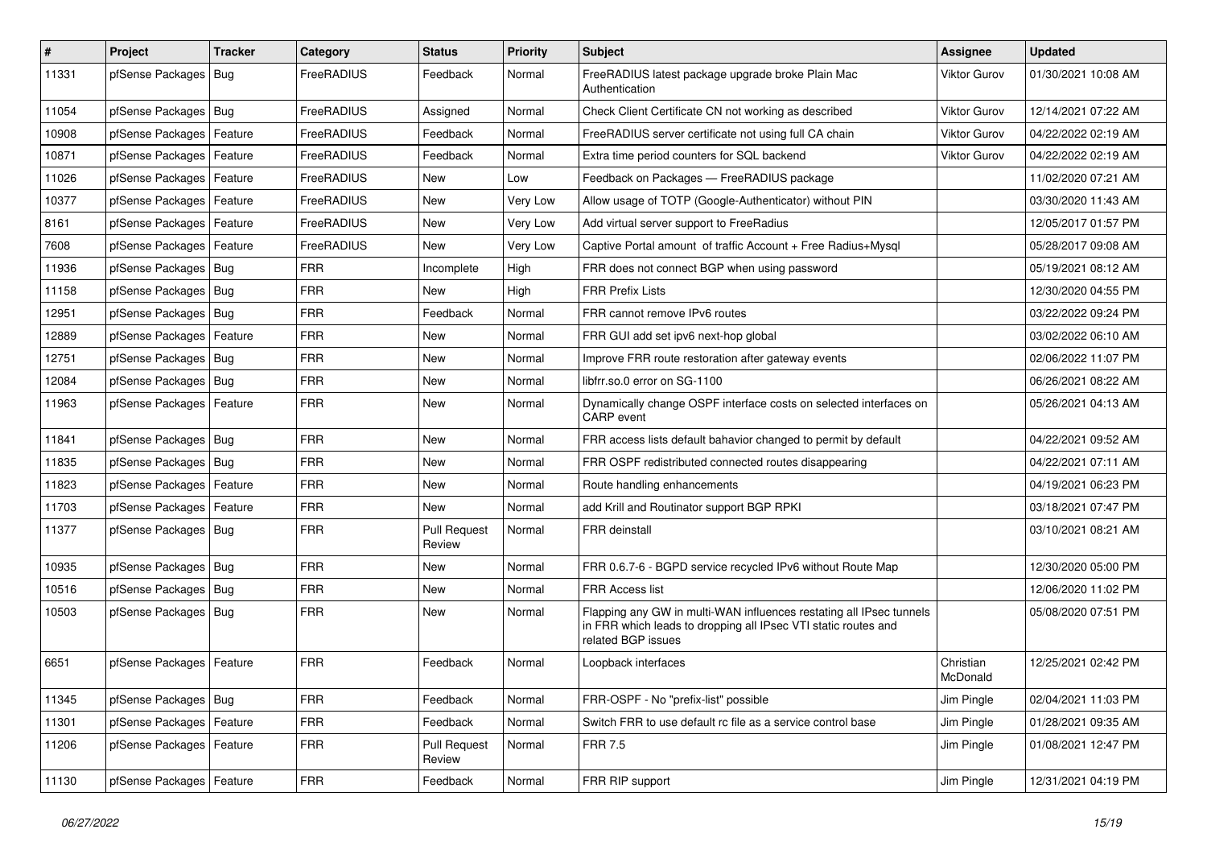| # | Project | Tracker | Category | Status | Priority | Subject | Assignee | Updated |
|---|---|---|---|---|---|---|---|---|
| 11331 | pfSense Packages | Bug | FreeRADIUS | Feedback | Normal | FreeRADIUS latest package upgrade broke Plain Mac Authentication | Viktor Gurov | 01/30/2021 10:08 AM |
| 11054 | pfSense Packages | Bug | FreeRADIUS | Assigned | Normal | Check Client Certificate CN not working as described | Viktor Gurov | 12/14/2021 07:22 AM |
| 10908 | pfSense Packages | Feature | FreeRADIUS | Feedback | Normal | FreeRADIUS server certificate not using full CA chain | Viktor Gurov | 04/22/2022 02:19 AM |
| 10871 | pfSense Packages | Feature | FreeRADIUS | Feedback | Normal | Extra time period counters for SQL backend | Viktor Gurov | 04/22/2022 02:19 AM |
| 11026 | pfSense Packages | Feature | FreeRADIUS | New | Low | Feedback on Packages — FreeRADIUS package | | 11/02/2020 07:21 AM |
| 10377 | pfSense Packages | Feature | FreeRADIUS | New | Very Low | Allow usage of TOTP (Google-Authenticator) without PIN | | 03/30/2020 11:43 AM |
| 8161 | pfSense Packages | Feature | FreeRADIUS | New | Very Low | Add virtual server support to FreeRadius | | 12/05/2017 01:57 PM |
| 7608 | pfSense Packages | Feature | FreeRADIUS | New | Very Low | Captive Portal amount of traffic Account + Free Radius+Mysql | | 05/28/2017 09:08 AM |
| 11936 | pfSense Packages | Bug | FRR | Incomplete | High | FRR does not connect BGP when using password | | 05/19/2021 08:12 AM |
| 11158 | pfSense Packages | Bug | FRR | New | High | FRR Prefix Lists | | 12/30/2020 04:55 PM |
| 12951 | pfSense Packages | Bug | FRR | Feedback | Normal | FRR cannot remove IPv6 routes | | 03/22/2022 09:24 PM |
| 12889 | pfSense Packages | Feature | FRR | New | Normal | FRR GUI add set ipv6 next-hop global | | 03/02/2022 06:10 AM |
| 12751 | pfSense Packages | Bug | FRR | New | Normal | Improve FRR route restoration after gateway events | | 02/06/2022 11:07 PM |
| 12084 | pfSense Packages | Bug | FRR | New | Normal | libfrr.so.0 error on SG-1100 | | 06/26/2021 08:22 AM |
| 11963 | pfSense Packages | Feature | FRR | New | Normal | Dynamically change OSPF interface costs on selected interfaces on CARP event | | 05/26/2021 04:13 AM |
| 11841 | pfSense Packages | Bug | FRR | New | Normal | FRR access lists default bahavior changed to permit by default | | 04/22/2021 09:52 AM |
| 11835 | pfSense Packages | Bug | FRR | New | Normal | FRR OSPF redistributed connected routes disappearing | | 04/22/2021 07:11 AM |
| 11823 | pfSense Packages | Feature | FRR | New | Normal | Route handling enhancements | | 04/19/2021 06:23 PM |
| 11703 | pfSense Packages | Feature | FRR | New | Normal | add Krill and Routinator support BGP RPKI | | 03/18/2021 07:47 PM |
| 11377 | pfSense Packages | Bug | FRR | Pull Request Review | Normal | FRR deinstall | | 03/10/2021 08:21 AM |
| 10935 | pfSense Packages | Bug | FRR | New | Normal | FRR 0.6.7-6 - BGPD service recycled IPv6 without Route Map | | 12/30/2020 05:00 PM |
| 10516 | pfSense Packages | Bug | FRR | New | Normal | FRR Access list | | 12/06/2020 11:02 PM |
| 10503 | pfSense Packages | Bug | FRR | New | Normal | Flapping any GW in multi-WAN influences restating all IPsec tunnels in FRR which leads to dropping all IPsec VTI static routes and related BGP issues | | 05/08/2020 07:51 PM |
| 6651 | pfSense Packages | Feature | FRR | Feedback | Normal | Loopback interfaces | Christian McDonald | 12/25/2021 02:42 PM |
| 11345 | pfSense Packages | Bug | FRR | Feedback | Normal | FRR-OSPF - No "prefix-list" possible | Jim Pingle | 02/04/2021 11:03 PM |
| 11301 | pfSense Packages | Feature | FRR | Feedback | Normal | Switch FRR to use default rc file as a service control base | Jim Pingle | 01/28/2021 09:35 AM |
| 11206 | pfSense Packages | Feature | FRR | Pull Request Review | Normal | FRR 7.5 | Jim Pingle | 01/08/2021 12:47 PM |
| 11130 | pfSense Packages | Feature | FRR | Feedback | Normal | FRR RIP support | Jim Pingle | 12/31/2021 04:19 PM |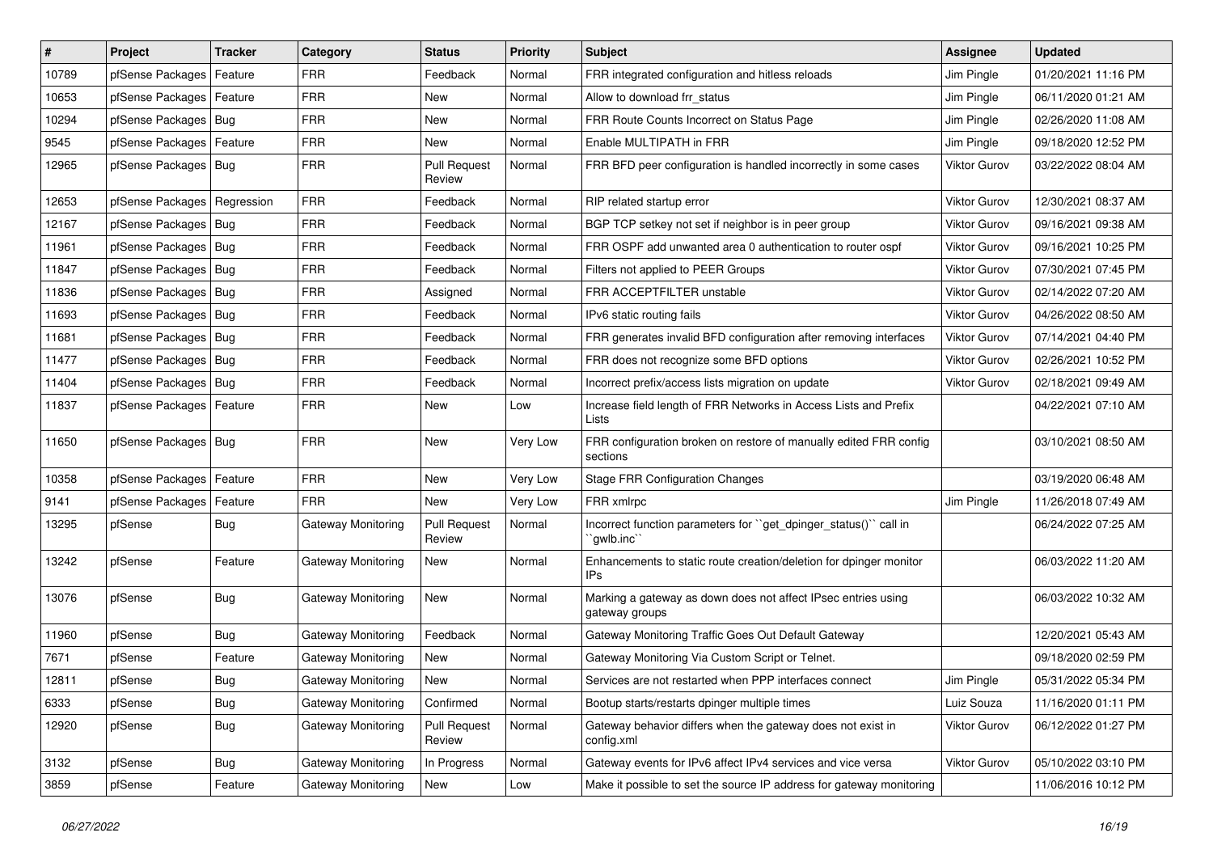| # | Project | Tracker | Category | Status | Priority | Subject | Assignee | Updated |
|---|---|---|---|---|---|---|---|---|
| 10789 | pfSense Packages | Feature | FRR | Feedback | Normal | FRR integrated configuration and hitless reloads | Jim Pingle | 01/20/2021 11:16 PM |
| 10653 | pfSense Packages | Feature | FRR | New | Normal | Allow to download frr_status | Jim Pingle | 06/11/2020 01:21 AM |
| 10294 | pfSense Packages | Bug | FRR | New | Normal | FRR Route Counts Incorrect on Status Page | Jim Pingle | 02/26/2020 11:08 AM |
| 9545 | pfSense Packages | Feature | FRR | New | Normal | Enable MULTIPATH in FRR | Jim Pingle | 09/18/2020 12:52 PM |
| 12965 | pfSense Packages | Bug | FRR | Pull Request Review | Normal | FRR BFD peer configuration is handled incorrectly in some cases | Viktor Gurov | 03/22/2022 08:04 AM |
| 12653 | pfSense Packages | Regression | FRR | Feedback | Normal | RIP related startup error | Viktor Gurov | 12/30/2021 08:37 AM |
| 12167 | pfSense Packages | Bug | FRR | Feedback | Normal | BGP TCP setkey not set if neighbor is in peer group | Viktor Gurov | 09/16/2021 09:38 AM |
| 11961 | pfSense Packages | Bug | FRR | Feedback | Normal | FRR OSPF add unwanted area 0 authentication to router ospf | Viktor Gurov | 09/16/2021 10:25 PM |
| 11847 | pfSense Packages | Bug | FRR | Feedback | Normal | Filters not applied to PEER Groups | Viktor Gurov | 07/30/2021 07:45 PM |
| 11836 | pfSense Packages | Bug | FRR | Assigned | Normal | FRR ACCEPTFILTER unstable | Viktor Gurov | 02/14/2022 07:20 AM |
| 11693 | pfSense Packages | Bug | FRR | Feedback | Normal | IPv6 static routing fails | Viktor Gurov | 04/26/2022 08:50 AM |
| 11681 | pfSense Packages | Bug | FRR | Feedback | Normal | FRR generates invalid BFD configuration after removing interfaces | Viktor Gurov | 07/14/2021 04:40 PM |
| 11477 | pfSense Packages | Bug | FRR | Feedback | Normal | FRR does not recognize some BFD options | Viktor Gurov | 02/26/2021 10:52 PM |
| 11404 | pfSense Packages | Bug | FRR | Feedback | Normal | Incorrect prefix/access lists migration on update | Viktor Gurov | 02/18/2021 09:49 AM |
| 11837 | pfSense Packages | Feature | FRR | New | Low | Increase field length of FRR Networks in Access Lists and Prefix Lists | | 04/22/2021 07:10 AM |
| 11650 | pfSense Packages | Bug | FRR | New | Very Low | FRR configuration broken on restore of manually edited FRR config sections | | 03/10/2021 08:50 AM |
| 10358 | pfSense Packages | Feature | FRR | New | Very Low | Stage FRR Configuration Changes | | 03/19/2020 06:48 AM |
| 9141 | pfSense Packages | Feature | FRR | New | Very Low | FRR xmlrpc | Jim Pingle | 11/26/2018 07:49 AM |
| 13295 | pfSense | Bug | Gateway Monitoring | Pull Request Review | Normal | Incorrect function parameters for ``get_dpinger_status()`` call in ``gwlb.inc`` | | 06/24/2022 07:25 AM |
| 13242 | pfSense | Feature | Gateway Monitoring | New | Normal | Enhancements to static route creation/deletion for dpinger monitor IPs | | 06/03/2022 11:20 AM |
| 13076 | pfSense | Bug | Gateway Monitoring | New | Normal | Marking a gateway as down does not affect IPsec entries using gateway groups | | 06/03/2022 10:32 AM |
| 11960 | pfSense | Bug | Gateway Monitoring | Feedback | Normal | Gateway Monitoring Traffic Goes Out Default Gateway | | 12/20/2021 05:43 AM |
| 7671 | pfSense | Feature | Gateway Monitoring | New | Normal | Gateway Monitoring Via Custom Script or Telnet. | | 09/18/2020 02:59 PM |
| 12811 | pfSense | Bug | Gateway Monitoring | New | Normal | Services are not restarted when PPP interfaces connect | Jim Pingle | 05/31/2022 05:34 PM |
| 6333 | pfSense | Bug | Gateway Monitoring | Confirmed | Normal | Bootup starts/restarts dpinger multiple times | Luiz Souza | 11/16/2020 01:11 PM |
| 12920 | pfSense | Bug | Gateway Monitoring | Pull Request Review | Normal | Gateway behavior differs when the gateway does not exist in config.xml | Viktor Gurov | 06/12/2022 01:27 PM |
| 3132 | pfSense | Bug | Gateway Monitoring | In Progress | Normal | Gateway events for IPv6 affect IPv4 services and vice versa | Viktor Gurov | 05/10/2022 03:10 PM |
| 3859 | pfSense | Feature | Gateway Monitoring | New | Low | Make it possible to set the source IP address for gateway monitoring | | 11/06/2016 10:12 PM |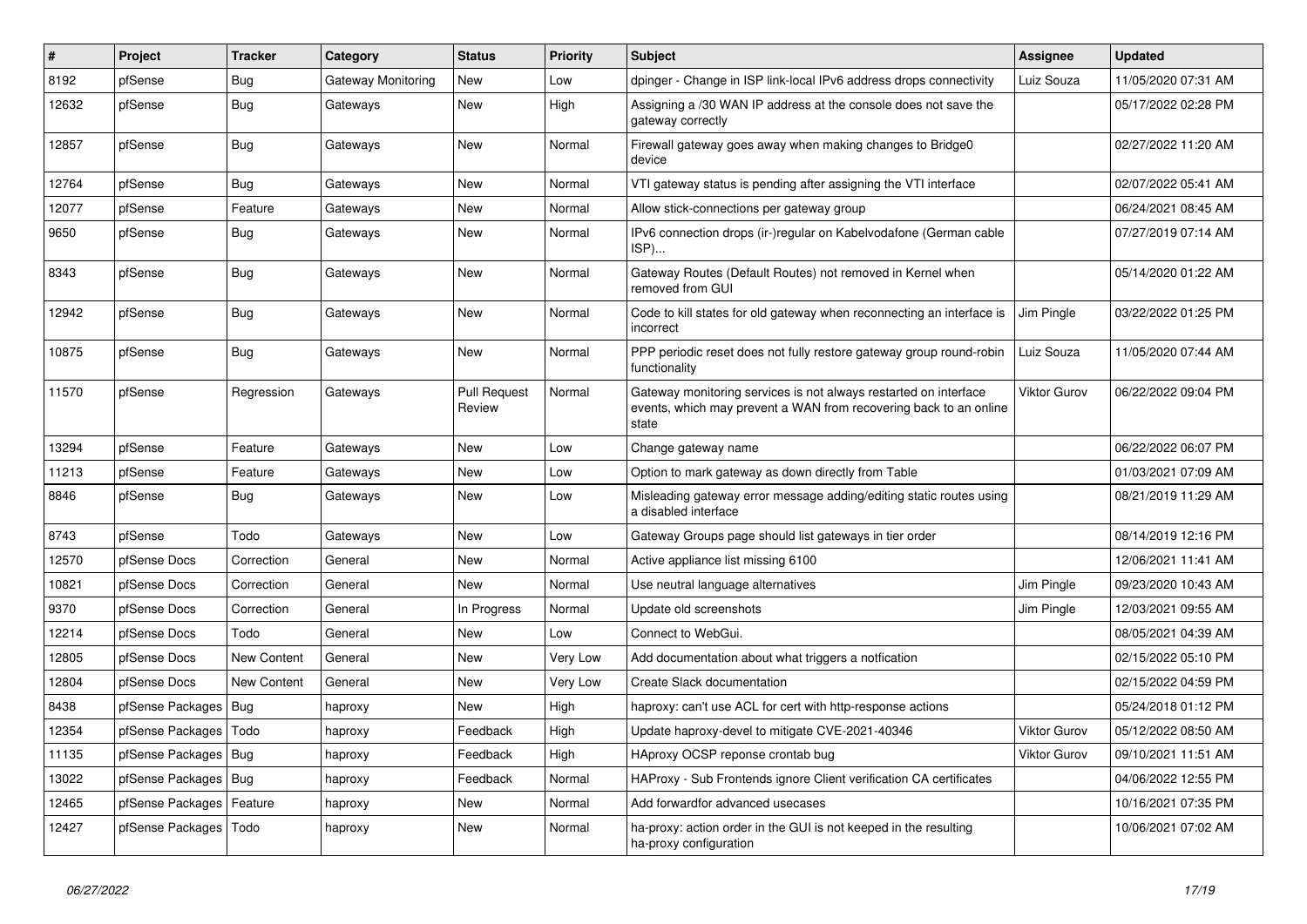| # | Project | Tracker | Category | Status | Priority | Subject | Assignee | Updated |
|---|---|---|---|---|---|---|---|---|
| 8192 | pfSense | Bug | Gateway Monitoring | New | Low | dpinger - Change in ISP link-local IPv6 address drops connectivity | Luiz Souza | 11/05/2020 07:31 AM |
| 12632 | pfSense | Bug | Gateways | New | High | Assigning a /30 WAN IP address at the console does not save the gateway correctly | | 05/17/2022 02:28 PM |
| 12857 | pfSense | Bug | Gateways | New | Normal | Firewall gateway goes away when making changes to Bridge0 device | | 02/27/2022 11:20 AM |
| 12764 | pfSense | Bug | Gateways | New | Normal | VTI gateway status is pending after assigning the VTI interface | | 02/07/2022 05:41 AM |
| 12077 | pfSense | Feature | Gateways | New | Normal | Allow stick-connections per gateway group | | 06/24/2021 08:45 AM |
| 9650 | pfSense | Bug | Gateways | New | Normal | IPv6 connection drops (ir-)regular on Kabelvodafone (German cable ISP)... | | 07/27/2019 07:14 AM |
| 8343 | pfSense | Bug | Gateways | New | Normal | Gateway Routes (Default Routes) not removed in Kernel when removed from GUI | | 05/14/2020 01:22 AM |
| 12942 | pfSense | Bug | Gateways | New | Normal | Code to kill states for old gateway when reconnecting an interface is incorrect | Jim Pingle | 03/22/2022 01:25 PM |
| 10875 | pfSense | Bug | Gateways | New | Normal | PPP periodic reset does not fully restore gateway group round-robin functionality | Luiz Souza | 11/05/2020 07:44 AM |
| 11570 | pfSense | Regression | Gateways | Pull Request Review | Normal | Gateway monitoring services is not always restarted on interface events, which may prevent a WAN from recovering back to an online state | Viktor Gurov | 06/22/2022 09:04 PM |
| 13294 | pfSense | Feature | Gateways | New | Low | Change gateway name | | 06/22/2022 06:07 PM |
| 11213 | pfSense | Feature | Gateways | New | Low | Option to mark gateway as down directly from Table | | 01/03/2021 07:09 AM |
| 8846 | pfSense | Bug | Gateways | New | Low | Misleading gateway error message adding/editing static routes using a disabled interface | | 08/21/2019 11:29 AM |
| 8743 | pfSense | Todo | Gateways | New | Low | Gateway Groups page should list gateways in tier order | | 08/14/2019 12:16 PM |
| 12570 | pfSense Docs | Correction | General | New | Normal | Active appliance list missing 6100 | | 12/06/2021 11:41 AM |
| 10821 | pfSense Docs | Correction | General | New | Normal | Use neutral language alternatives | Jim Pingle | 09/23/2020 10:43 AM |
| 9370 | pfSense Docs | Correction | General | In Progress | Normal | Update old screenshots | Jim Pingle | 12/03/2021 09:55 AM |
| 12214 | pfSense Docs | Todo | General | New | Low | Connect to WebGui. | | 08/05/2021 04:39 AM |
| 12805 | pfSense Docs | New Content | General | New | Very Low | Add documentation about what triggers a notfication | | 02/15/2022 05:10 PM |
| 12804 | pfSense Docs | New Content | General | New | Very Low | Create Slack documentation | | 02/15/2022 04:59 PM |
| 8438 | pfSense Packages | Bug | haproxy | New | High | haproxy: can't use ACL for cert with http-response actions | | 05/24/2018 01:12 PM |
| 12354 | pfSense Packages | Todo | haproxy | Feedback | High | Update haproxy-devel to mitigate CVE-2021-40346 | Viktor Gurov | 05/12/2022 08:50 AM |
| 11135 | pfSense Packages | Bug | haproxy | Feedback | High | HAproxy OCSP reponse crontab bug | Viktor Gurov | 09/10/2021 11:51 AM |
| 13022 | pfSense Packages | Bug | haproxy | Feedback | Normal | HAProxy - Sub Frontends ignore Client verification CA certificates | | 04/06/2022 12:55 PM |
| 12465 | pfSense Packages | Feature | haproxy | New | Normal | Add forwardfor advanced usecases | | 10/16/2021 07:35 PM |
| 12427 | pfSense Packages | Todo | haproxy | New | Normal | ha-proxy: action order in the GUI is not keeped in the resulting ha-proxy configuration | | 10/06/2021 07:02 AM |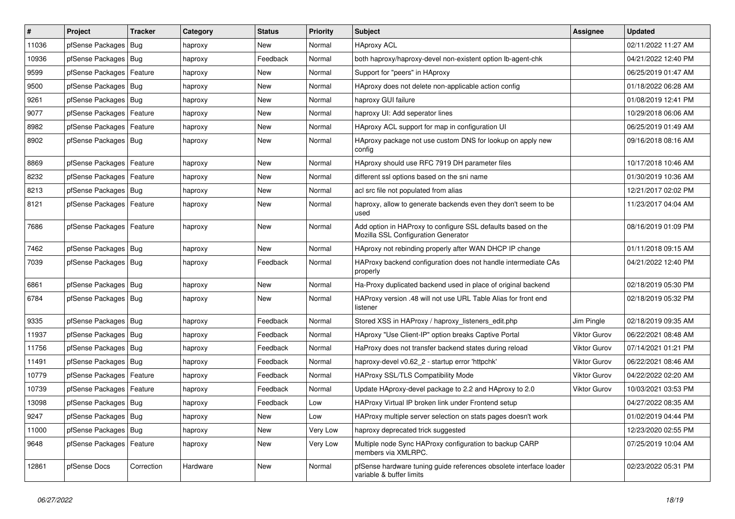| # | Project | Tracker | Category | Status | Priority | Subject | Assignee | Updated |
|---|---|---|---|---|---|---|---|---|
| 11036 | pfSense Packages | Bug | haproxy | New | Normal | HAproxy ACL | | 02/11/2022 11:27 AM |
| 10936 | pfSense Packages | Bug | haproxy | Feedback | Normal | both haproxy/haproxy-devel non-existent option lb-agent-chk | | 04/21/2022 12:40 PM |
| 9599 | pfSense Packages | Feature | haproxy | New | Normal | Support for "peers" in HAproxy | | 06/25/2019 01:47 AM |
| 9500 | pfSense Packages | Bug | haproxy | New | Normal | HAproxy does not delete non-applicable action config | | 01/18/2022 06:28 AM |
| 9261 | pfSense Packages | Bug | haproxy | New | Normal | haproxy GUI failure | | 01/08/2019 12:41 PM |
| 9077 | pfSense Packages | Feature | haproxy | New | Normal | haproxy UI: Add seperator lines | | 10/29/2018 06:06 AM |
| 8982 | pfSense Packages | Feature | haproxy | New | Normal | HAproxy ACL support for map in configuration UI | | 06/25/2019 01:49 AM |
| 8902 | pfSense Packages | Bug | haproxy | New | Normal | HAproxy package not use custom DNS for lookup on apply new config | | 09/16/2018 08:16 AM |
| 8869 | pfSense Packages | Feature | haproxy | New | Normal | HAproxy should use RFC 7919 DH parameter files | | 10/17/2018 10:46 AM |
| 8232 | pfSense Packages | Feature | haproxy | New | Normal | different ssl options based on the sni name | | 01/30/2019 10:36 AM |
| 8213 | pfSense Packages | Bug | haproxy | New | Normal | acl src file not populated from alias | | 12/21/2017 02:02 PM |
| 8121 | pfSense Packages | Feature | haproxy | New | Normal | haproxy, allow to generate backends even they don't seem to be used | | 11/23/2017 04:04 AM |
| 7686 | pfSense Packages | Feature | haproxy | New | Normal | Add option in HAProxy to configure SSL defaults based on the Mozilla SSL Configuration Generator | | 08/16/2019 01:09 PM |
| 7462 | pfSense Packages | Bug | haproxy | New | Normal | HAproxy not rebinding properly after WAN DHCP IP change | | 01/11/2018 09:15 AM |
| 7039 | pfSense Packages | Bug | haproxy | Feedback | Normal | HAProxy backend configuration does not handle intermediate CAs properly | | 04/21/2022 12:40 PM |
| 6861 | pfSense Packages | Bug | haproxy | New | Normal | Ha-Proxy duplicated backend used in place of original backend | | 02/18/2019 05:30 PM |
| 6784 | pfSense Packages | Bug | haproxy | New | Normal | HAProxy version .48 will not use URL Table Alias for front end listener | | 02/18/2019 05:32 PM |
| 9335 | pfSense Packages | Bug | haproxy | Feedback | Normal | Stored XSS in HAProxy / haproxy_listeners_edit.php | Jim Pingle | 02/18/2019 09:35 AM |
| 11937 | pfSense Packages | Bug | haproxy | Feedback | Normal | HAproxy "Use Client-IP" option breaks Captive Portal | Viktor Gurov | 06/22/2021 08:48 AM |
| 11756 | pfSense Packages | Bug | haproxy | Feedback | Normal | HaProxy does not transfer backend states during reload | Viktor Gurov | 07/14/2021 01:21 PM |
| 11491 | pfSense Packages | Bug | haproxy | Feedback | Normal | haproxy-devel v0.62_2 - startup error 'httpchk' | Viktor Gurov | 06/22/2021 08:46 AM |
| 10779 | pfSense Packages | Feature | haproxy | Feedback | Normal | HAProxy SSL/TLS Compatibility Mode | Viktor Gurov | 04/22/2022 02:20 AM |
| 10739 | pfSense Packages | Feature | haproxy | Feedback | Normal | Update HAproxy-devel package to 2.2 and HAproxy to 2.0 | Viktor Gurov | 10/03/2021 03:53 PM |
| 13098 | pfSense Packages | Bug | haproxy | Feedback | Low | HAProxy Virtual IP broken link under Frontend setup | | 04/27/2022 08:35 AM |
| 9247 | pfSense Packages | Bug | haproxy | New | Low | HAProxy multiple server selection on stats pages doesn't work | | 01/02/2019 04:44 PM |
| 11000 | pfSense Packages | Bug | haproxy | New | Very Low | haproxy deprecated trick suggested | | 12/23/2020 02:55 PM |
| 9648 | pfSense Packages | Feature | haproxy | New | Very Low | Multiple node Sync HAProxy configuration to backup CARP members via XMLRPC. | | 07/25/2019 10:04 AM |
| 12861 | pfSense Docs | Correction | Hardware | New | Normal | pfSense hardware tuning guide references obsolete interface loader variable & buffer limits | | 02/23/2022 05:31 PM |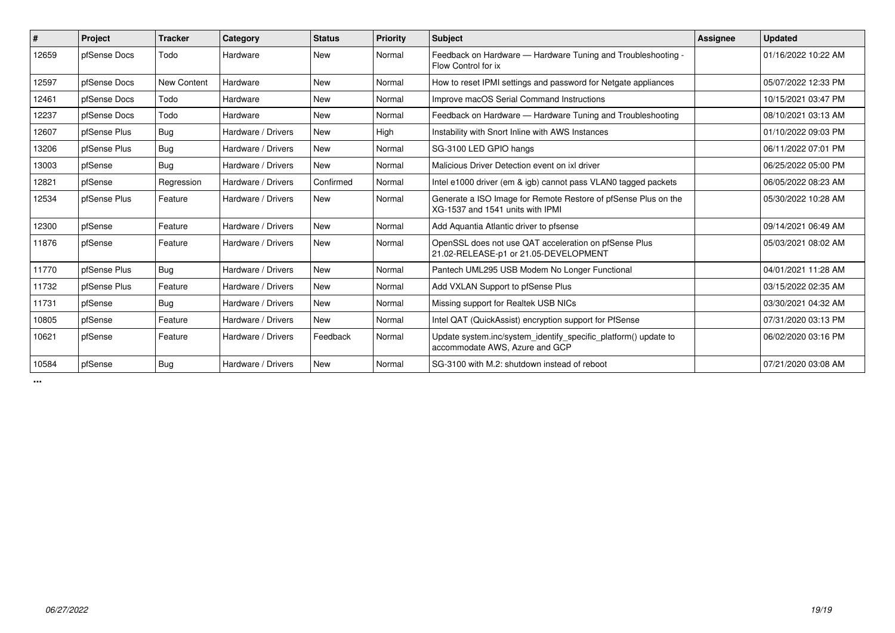| # | Project | Tracker | Category | Status | Priority | Subject | Assignee | Updated |
|---|---|---|---|---|---|---|---|---|
| 12659 | pfSense Docs | Todo | Hardware | New | Normal | Feedback on Hardware — Hardware Tuning and Troubleshooting - Flow Control for ix | | 01/16/2022 10:22 AM |
| 12597 | pfSense Docs | New Content | Hardware | New | Normal | How to reset IPMI settings and password for Netgate appliances | | 05/07/2022 12:33 PM |
| 12461 | pfSense Docs | Todo | Hardware | New | Normal | Improve macOS Serial Command Instructions | | 10/15/2021 03:47 PM |
| 12237 | pfSense Docs | Todo | Hardware | New | Normal | Feedback on Hardware — Hardware Tuning and Troubleshooting | | 08/10/2021 03:13 AM |
| 12607 | pfSense Plus | Bug | Hardware / Drivers | New | High | Instability with Snort Inline with AWS Instances | | 01/10/2022 09:03 PM |
| 13206 | pfSense Plus | Bug | Hardware / Drivers | New | Normal | SG-3100 LED GPIO hangs | | 06/11/2022 07:01 PM |
| 13003 | pfSense | Bug | Hardware / Drivers | New | Normal | Malicious Driver Detection event on ixl driver | | 06/25/2022 05:00 PM |
| 12821 | pfSense | Regression | Hardware / Drivers | Confirmed | Normal | Intel e1000 driver (em & igb) cannot pass VLAN0 tagged packets | | 06/05/2022 08:23 AM |
| 12534 | pfSense Plus | Feature | Hardware / Drivers | New | Normal | Generate a ISO Image for Remote Restore of pfSense Plus on the XG-1537 and 1541 units with IPMI | | 05/30/2022 10:28 AM |
| 12300 | pfSense | Feature | Hardware / Drivers | New | Normal | Add Aquantia Atlantic driver to pfsense | | 09/14/2021 06:49 AM |
| 11876 | pfSense | Feature | Hardware / Drivers | New | Normal | OpenSSL does not use QAT acceleration on pfSense Plus 21.02-RELEASE-p1 or 21.05-DEVELOPMENT | | 05/03/2021 08:02 AM |
| 11770 | pfSense Plus | Bug | Hardware / Drivers | New | Normal | Pantech UML295 USB Modem No Longer Functional | | 04/01/2021 11:28 AM |
| 11732 | pfSense Plus | Feature | Hardware / Drivers | New | Normal | Add VXLAN Support to pfSense Plus | | 03/15/2022 02:35 AM |
| 11731 | pfSense | Bug | Hardware / Drivers | New | Normal | Missing support for Realtek USB NICs | | 03/30/2021 04:32 AM |
| 10805 | pfSense | Feature | Hardware / Drivers | New | Normal | Intel QAT (QuickAssist) encryption support for PfSense | | 07/31/2020 03:13 PM |
| 10621 | pfSense | Feature | Hardware / Drivers | Feedback | Normal | Update system.inc/system_identify_specific_platform() update to accommodate AWS, Azure and GCP | | 06/02/2020 03:16 PM |
| 10584 | pfSense | Bug | Hardware / Drivers | New | Normal | SG-3100 with M.2: shutdown instead of reboot | | 07/21/2020 03:08 AM |

...